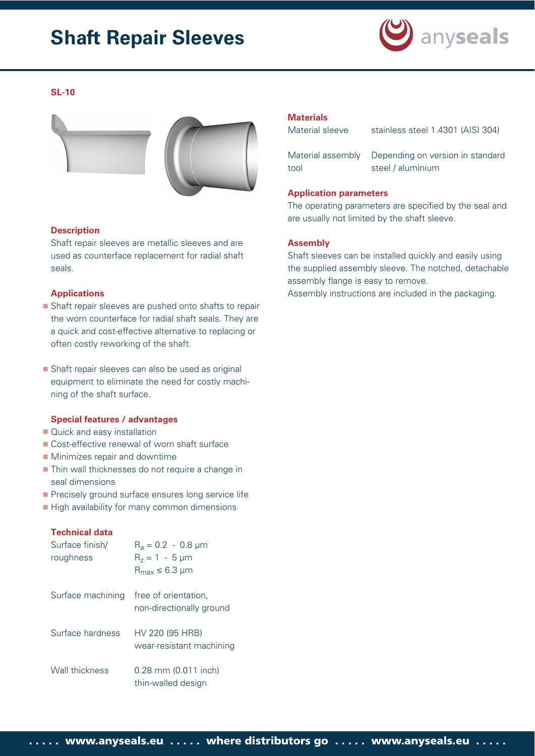# Shaft Repair Sleeves

## SL-10

### Description

Shaft repair sleeves are metallic sleeves and are used as counterface replacement for radial shaft seals.

### Applications

- Shaft repair sleeves are pushed onto shafts to repair the worn counterface for radial shaft seals. They are a quick and cost-effective alternative to replacing or often costly reworking of the shaft.
- Shaft repair sleeves can also be used as original equipment to eliminate the need for costly machining of the shaft surface.

### Special features / advantages

- Quick and easy installation
- Cost-effective renewal of worn shaft surface
- Minimizes repair and downtime
- Thin wall thicknesses do not require a change in seal dimensions
- Precisely ground surface ensures long service life
- High availability for many common dimensions

### Technical data

| | |
|---|---|
| Surface finish/ roughness | $R_a = 0.2 - 0.8$ µm<br>$R_z = 1 - 5$ µm<br>$R_{max} \leq 6.3$ µm |
| Surface machining | free of orientation, non-directionally ground |
| Surface hardness | HV 220 (95 HRB) wear-resistant machining |
| Wall thickness | 0.28 mm (0.011 inch) thin-walled design |

### Materials

| | |
|---|---|
| Material sleeve | stainless steel 1.4301 (AISI 304) |
| Material assembly tool | Depending on version in standard steel / aluminium |

### Application parameters

The operating parameters are specified by the seal and are usually not limited by the shaft sleeve.

### Assembly

Shaft sleeves can be installed quickly and easily using the supplied assembly sleeve. The notched, detachable assembly flange is easy to remove.
Assembly instructions are included in the packaging.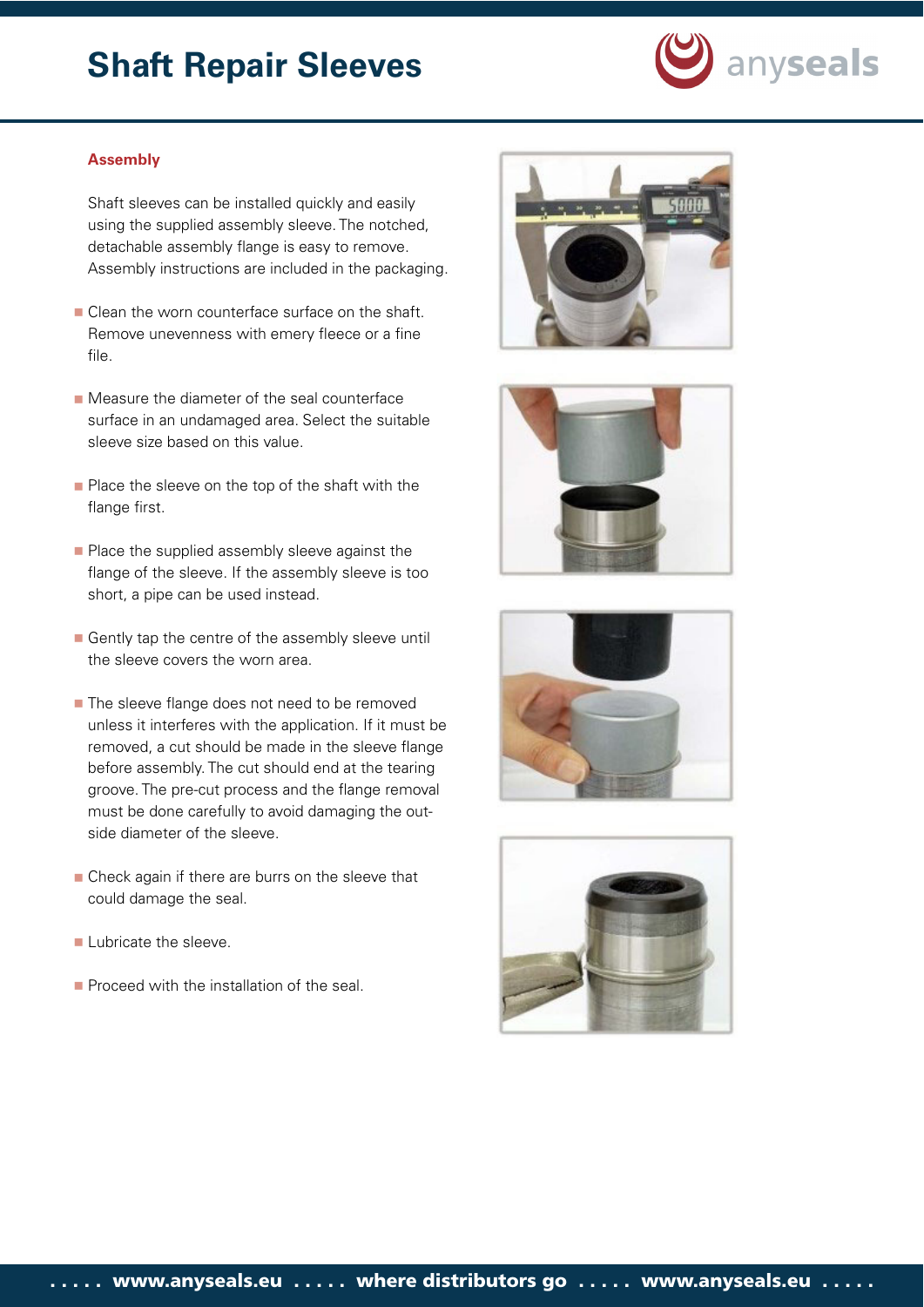# Shaft Repair Sleeves

### Assembly

Shaft sleeves can be installed quickly and easily using the supplied assembly sleeve. The notched, detachable assembly flange is easy to remove. Assembly instructions are included in the packaging.

- Clean the worn counterface surface on the shaft. Remove unevenness with emery fleece or a fine file.
- Measure the diameter of the seal counterface surface in an undamaged area. Select the suitable sleeve size based on this value.
- Place the sleeve on the top of the shaft with the flange first.
- Place the supplied assembly sleeve against the flange of the sleeve. If the assembly sleeve is too short, a pipe can be used instead.
- Gently tap the centre of the assembly sleeve until the sleeve covers the worn area.
- The sleeve flange does not need to be removed unless it interferes with the application. If it must be removed, a cut should be made in the sleeve flange before assembly. The cut should end at the tearing groove. The pre-cut process and the flange removal must be done carefully to avoid damaging the outside diameter of the sleeve.
- Check again if there are burrs on the sleeve that could damage the seal.
- Lubricate the sleeve.
- Proceed with the installation of the seal.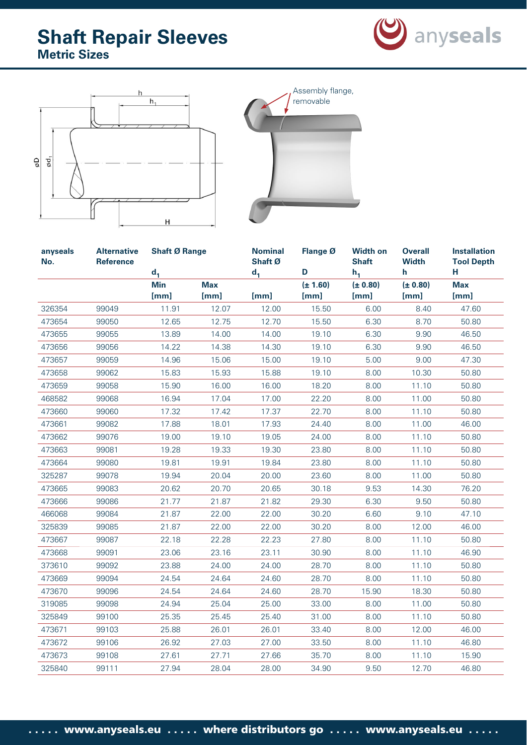# Shaft Repair Sleeves

## Metric Sizes

Assembly flange, removable

| anyseals No. | Alternative Reference | Shaft Ø Range $d_1$ | | Nominal Shaft Ø $d_1$ | Flange Ø D | Width on Shaft $h_1$ | Overall Width h | Installation Tool Depth H |
|---|---|---|---|---|---|---|---|---|
| | | Min [mm] | Max [mm] | [mm] | (± 1.60) [mm] | (± 0.80) [mm] | (± 0.80) [mm] | Max [mm] |
| 326354 | 99049 | 11.91 | 12.07 | 12.00 | 15.50 | 6.00 | 8.40 | 47.60 |
| 473654 | 99050 | 12.65 | 12.75 | 12.70 | 15.50 | 6.30 | 8.70 | 50.80 |
| 473655 | 99055 | 13.89 | 14.00 | 14.00 | 19.10 | 6.30 | 9.90 | 46.50 |
| 473656 | 99056 | 14.22 | 14.38 | 14.30 | 19.10 | 6.30 | 9.90 | 46.50 |
| 473657 | 99059 | 14.96 | 15.06 | 15.00 | 19.10 | 5.00 | 9.00 | 47.30 |
| 473658 | 99062 | 15.83 | 15.93 | 15.88 | 19.10 | 8.00 | 10.30 | 50.80 |
| 473659 | 99058 | 15.90 | 16.00 | 16.00 | 18.20 | 8.00 | 11.10 | 50.80 |
| 468582 | 99068 | 16.94 | 17.04 | 17.00 | 22.20 | 8.00 | 11.00 | 50.80 |
| 473660 | 99060 | 17.32 | 17.42 | 17.37 | 22.70 | 8.00 | 11.10 | 50.80 |
| 473661 | 99082 | 17.88 | 18.01 | 17.93 | 24.40 | 8.00 | 11.00 | 46.00 |
| 473662 | 99076 | 19.00 | 19.10 | 19.05 | 24.00 | 8.00 | 11.10 | 50.80 |
| 473663 | 99081 | 19.28 | 19.33 | 19.30 | 23.80 | 8.00 | 11.10 | 50.80 |
| 473664 | 99080 | 19.81 | 19.91 | 19.84 | 23.80 | 8.00 | 11.10 | 50.80 |
| 325287 | 99078 | 19.94 | 20.04 | 20.00 | 23.60 | 8.00 | 11.00 | 50.80 |
| 473665 | 99083 | 20.62 | 20.70 | 20.65 | 30.18 | 9.53 | 14.30 | 76.20 |
| 473666 | 99086 | 21.77 | 21.87 | 21.82 | 29.30 | 6.30 | 9.50 | 50.80 |
| 466068 | 99084 | 21.87 | 22.00 | 22.00 | 30.20 | 6.60 | 9.10 | 47.10 |
| 325839 | 99085 | 21.87 | 22.00 | 22.00 | 30.20 | 8.00 | 12.00 | 46.00 |
| 473667 | 99087 | 22.18 | 22.28 | 22.23 | 27.80 | 8.00 | 11.10 | 50.80 |
| 473668 | 99091 | 23.06 | 23.16 | 23.11 | 30.90 | 8.00 | 11.10 | 46.90 |
| 373610 | 99092 | 23.88 | 24.00 | 24.00 | 28.70 | 8.00 | 11.10 | 50.80 |
| 473669 | 99094 | 24.54 | 24.64 | 24.60 | 28.70 | 8.00 | 11.10 | 50.80 |
| 473670 | 99096 | 24.54 | 24.64 | 24.60 | 28.70 | 15.90 | 18.30 | 50.80 |
| 319085 | 99098 | 24.94 | 25.04 | 25.00 | 33.00 | 8.00 | 11.00 | 50.80 |
| 325849 | 99100 | 25.35 | 25.45 | 25.40 | 31.00 | 8.00 | 11.10 | 50.80 |
| 473671 | 99103 | 25.88 | 26.01 | 26.01 | 33.40 | 8.00 | 12.00 | 46.00 |
| 473672 | 99106 | 26.92 | 27.03 | 27.00 | 33.50 | 8.00 | 11.10 | 46.80 |
| 473673 | 99108 | 27.61 | 27.71 | 27.66 | 35.70 | 8.00 | 11.10 | 15.90 |
| 325840 | 99111 | 27.94 | 28.04 | 28.00 | 34.90 | 9.50 | 12.70 | 46.80 |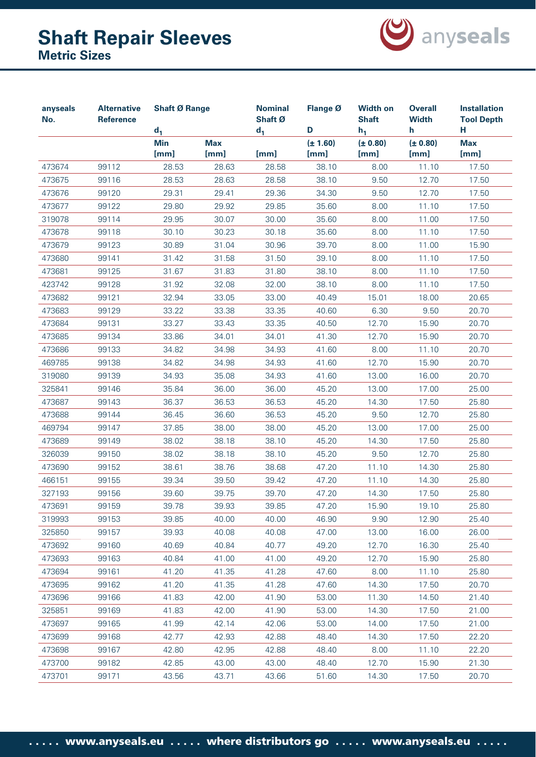# Shaft Repair Sleeves
## Metric Sizes

| anyseals No. | Alternative Reference | Shaft Ø Range $d_1$ | | Nominal Shaft Ø $d_1$ | Flange Ø D | Width on Shaft $h_1$ | Overall Width h | Installation Tool Depth H |
|---|---|---|---|---|---|---|---|---|
| | | Min [mm] | Max [mm] | [mm] | (± 1.60) [mm] | (± 0.80) [mm] | (± 0.80) [mm] | Max [mm] |
| 473674 | 99112 | 28.53 | 28.63 | 28.58 | 38.10 | 8.00 | 11.10 | 17.50 |
| 473675 | 99116 | 28.53 | 28.63 | 28.58 | 38.10 | 9.50 | 12.70 | 17.50 |
| 473676 | 99120 | 29.31 | 29.41 | 29.36 | 34.30 | 9.50 | 12.70 | 17.50 |
| 473677 | 99122 | 29.80 | 29.92 | 29.85 | 35.60 | 8.00 | 11.10 | 17.50 |
| 319078 | 99114 | 29.95 | 30.07 | 30.00 | 35.60 | 8.00 | 11.00 | 17.50 |
| 473678 | 99118 | 30.10 | 30.23 | 30.18 | 35.60 | 8.00 | 11.10 | 17.50 |
| 473679 | 99123 | 30.89 | 31.04 | 30.96 | 39.70 | 8.00 | 11.00 | 15.90 |
| 473680 | 99141 | 31.42 | 31.58 | 31.50 | 39.10 | 8.00 | 11.10 | 17.50 |
| 473681 | 99125 | 31.67 | 31.83 | 31.80 | 38.10 | 8.00 | 11.10 | 17.50 |
| 423742 | 99128 | 31.92 | 32.08 | 32.00 | 38.10 | 8.00 | 11.10 | 17.50 |
| 473682 | 99121 | 32.94 | 33.05 | 33.00 | 40.49 | 15.01 | 18.00 | 20.65 |
| 473683 | 99129 | 33.22 | 33.38 | 33.35 | 40.60 | 6.30 | 9.50 | 20.70 |
| 473684 | 99131 | 33.27 | 33.43 | 33.35 | 40.50 | 12.70 | 15.90 | 20.70 |
| 473685 | 99134 | 33.86 | 34.01 | 34.01 | 41.30 | 12.70 | 15.90 | 20.70 |
| 473686 | 99133 | 34.82 | 34.98 | 34.93 | 41.60 | 8.00 | 11.10 | 20.70 |
| 469785 | 99138 | 34.82 | 34.98 | 34.93 | 41.60 | 12.70 | 15.90 | 20.70 |
| 319080 | 99139 | 34.93 | 35.08 | 34.93 | 41.60 | 13.00 | 16.00 | 20.70 |
| 325841 | 99146 | 35.84 | 36.00 | 36.00 | 45.20 | 13.00 | 17.00 | 25.00 |
| 473687 | 99143 | 36.37 | 36.53 | 36.53 | 45.20 | 14.30 | 17.50 | 25.80 |
| 473688 | 99144 | 36.45 | 36.60 | 36.53 | 45.20 | 9.50 | 12.70 | 25.80 |
| 469794 | 99147 | 37.85 | 38.00 | 38.00 | 45.20 | 13.00 | 17.00 | 25.00 |
| 473689 | 99149 | 38.02 | 38.18 | 38.10 | 45.20 | 14.30 | 17.50 | 25.80 |
| 326039 | 99150 | 38.02 | 38.18 | 38.10 | 45.20 | 9.50 | 12.70 | 25.80 |
| 473690 | 99152 | 38.61 | 38.76 | 38.68 | 47.20 | 11.10 | 14.30 | 25.80 |
| 466151 | 99155 | 39.34 | 39.50 | 39.42 | 47.20 | 11.10 | 14.30 | 25.80 |
| 327193 | 99156 | 39.60 | 39.75 | 39.70 | 47.20 | 14.30 | 17.50 | 25.80 |
| 473691 | 99159 | 39.78 | 39.93 | 39.85 | 47.20 | 15.90 | 19.10 | 25.80 |
| 319993 | 99153 | 39.85 | 40.00 | 40.00 | 46.90 | 9.90 | 12.90 | 25.40 |
| 325850 | 99157 | 39.93 | 40.08 | 40.08 | 47.00 | 13.00 | 16.00 | 26.00 |
| 473692 | 99160 | 40.69 | 40.84 | 40.77 | 49.20 | 12.70 | 16.30 | 25.40 |
| 473693 | 99163 | 40.84 | 41.00 | 41.00 | 49.20 | 12.70 | 15.90 | 25.80 |
| 473694 | 99161 | 41.20 | 41.35 | 41.28 | 47.60 | 8.00 | 11.10 | 25.80 |
| 473695 | 99162 | 41.20 | 41.35 | 41.28 | 47.60 | 14.30 | 17.50 | 20.70 |
| 473696 | 99166 | 41.83 | 42.00 | 41.90 | 53.00 | 11.30 | 14.50 | 21.40 |
| 325851 | 99169 | 41.83 | 42.00 | 41.90 | 53.00 | 14.30 | 17.50 | 21.00 |
| 473697 | 99165 | 41.99 | 42.14 | 42.06 | 53.00 | 14.00 | 17.50 | 21.00 |
| 473699 | 99168 | 42.77 | 42.93 | 42.88 | 48.40 | 14.30 | 17.50 | 22.20 |
| 473698 | 99167 | 42.80 | 42.95 | 42.88 | 48.40 | 8.00 | 11.10 | 22.20 |
| 473700 | 99182 | 42.85 | 43.00 | 43.00 | 48.40 | 12.70 | 15.90 | 21.30 |
| 473701 | 99171 | 43.56 | 43.71 | 43.66 | 51.60 | 14.30 | 17.50 | 20.70 |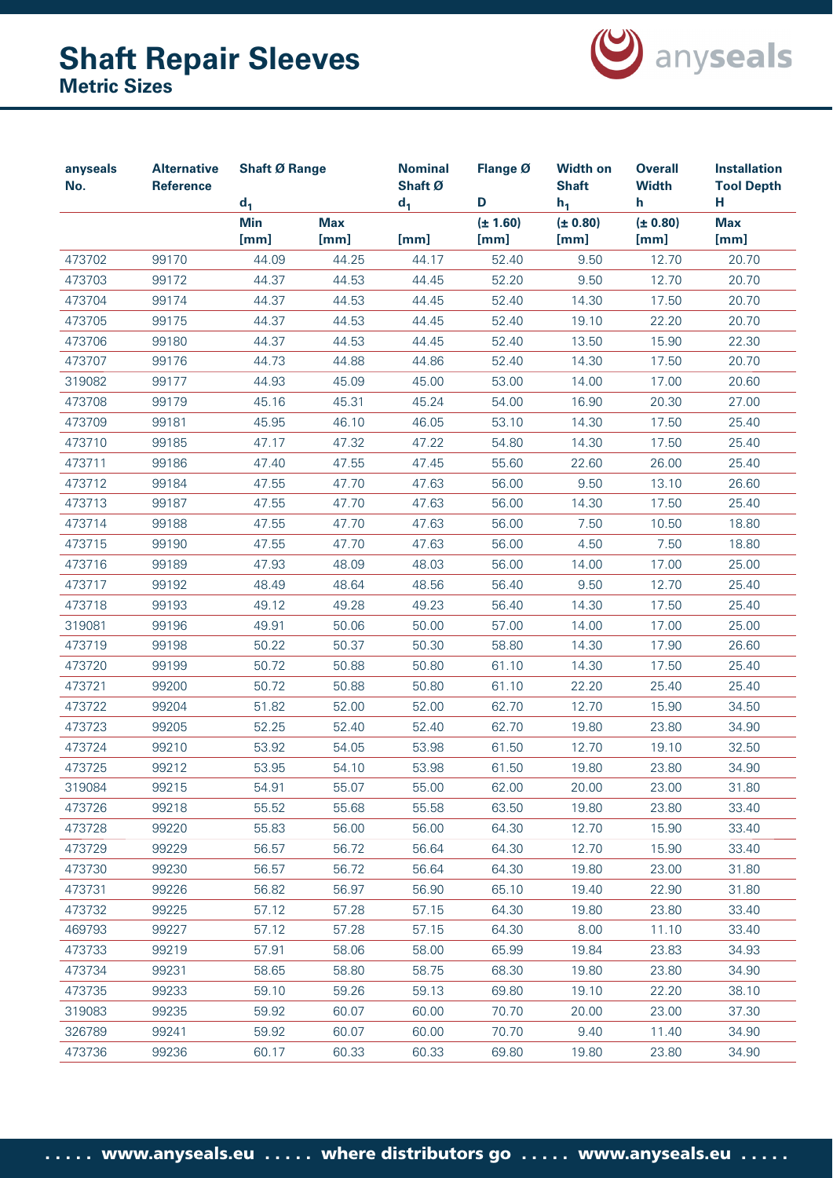# Shaft Repair Sleeves

## Metric Sizes

| anyseals No. | Alternative Reference | Shaft Ø Range $d_1$ | | Nominal Shaft Ø $d_1$ | Flange Ø D | Width on Shaft $h_1$ | Overall Width h | Installation Tool Depth H |
|---|---|---|---|---|---|---|---|---|
| | | Min [mm] | Max [mm] | [mm] | (± 1.60) [mm] | (± 0.80) [mm] | (± 0.80) [mm] | Max [mm] |
| 473702 | 99170 | 44.09 | 44.25 | 44.17 | 52.40 | 9.50 | 12.70 | 20.70 |
| 473703 | 99172 | 44.37 | 44.53 | 44.45 | 52.20 | 9.50 | 12.70 | 20.70 |
| 473704 | 99174 | 44.37 | 44.53 | 44.45 | 52.40 | 14.30 | 17.50 | 20.70 |
| 473705 | 99175 | 44.37 | 44.53 | 44.45 | 52.40 | 19.10 | 22.20 | 20.70 |
| 473706 | 99180 | 44.37 | 44.53 | 44.45 | 52.40 | 13.50 | 15.90 | 22.30 |
| 473707 | 99176 | 44.73 | 44.88 | 44.86 | 52.40 | 14.30 | 17.50 | 20.70 |
| 319082 | 99177 | 44.93 | 45.09 | 45.00 | 53.00 | 14.00 | 17.00 | 20.60 |
| 473708 | 99179 | 45.16 | 45.31 | 45.24 | 54.00 | 16.90 | 20.30 | 27.00 |
| 473709 | 99181 | 45.95 | 46.10 | 46.05 | 53.10 | 14.30 | 17.50 | 25.40 |
| 473710 | 99185 | 47.17 | 47.32 | 47.22 | 54.80 | 14.30 | 17.50 | 25.40 |
| 473711 | 99186 | 47.40 | 47.55 | 47.45 | 55.60 | 22.60 | 26.00 | 25.40 |
| 473712 | 99184 | 47.55 | 47.70 | 47.63 | 56.00 | 9.50 | 13.10 | 26.60 |
| 473713 | 99187 | 47.55 | 47.70 | 47.63 | 56.00 | 14.30 | 17.50 | 25.40 |
| 473714 | 99188 | 47.55 | 47.70 | 47.63 | 56.00 | 7.50 | 10.50 | 18.80 |
| 473715 | 99190 | 47.55 | 47.70 | 47.63 | 56.00 | 4.50 | 7.50 | 18.80 |
| 473716 | 99189 | 47.93 | 48.09 | 48.03 | 56.00 | 14.00 | 17.00 | 25.00 |
| 473717 | 99192 | 48.49 | 48.64 | 48.56 | 56.40 | 9.50 | 12.70 | 25.40 |
| 473718 | 99193 | 49.12 | 49.28 | 49.23 | 56.40 | 14.30 | 17.50 | 25.40 |
| 319081 | 99196 | 49.91 | 50.06 | 50.00 | 57.00 | 14.00 | 17.00 | 25.00 |
| 473719 | 99198 | 50.22 | 50.37 | 50.30 | 58.80 | 14.30 | 17.90 | 26.60 |
| 473720 | 99199 | 50.72 | 50.88 | 50.80 | 61.10 | 14.30 | 17.50 | 25.40 |
| 473721 | 99200 | 50.72 | 50.88 | 50.80 | 61.10 | 22.20 | 25.40 | 25.40 |
| 473722 | 99204 | 51.82 | 52.00 | 52.00 | 62.70 | 12.70 | 15.90 | 34.50 |
| 473723 | 99205 | 52.25 | 52.40 | 52.40 | 62.70 | 19.80 | 23.80 | 34.90 |
| 473724 | 99210 | 53.92 | 54.05 | 53.98 | 61.50 | 12.70 | 19.10 | 32.50 |
| 473725 | 99212 | 53.95 | 54.10 | 53.98 | 61.50 | 19.80 | 23.80 | 34.90 |
| 319084 | 99215 | 54.91 | 55.07 | 55.00 | 62.00 | 20.00 | 23.00 | 31.80 |
| 473726 | 99218 | 55.52 | 55.68 | 55.58 | 63.50 | 19.80 | 23.80 | 33.40 |
| 473728 | 99220 | 55.83 | 56.00 | 56.00 | 64.30 | 12.70 | 15.90 | 33.40 |
| 473729 | 99229 | 56.57 | 56.72 | 56.64 | 64.30 | 12.70 | 15.90 | 33.40 |
| 473730 | 99230 | 56.57 | 56.72 | 56.64 | 64.30 | 19.80 | 23.00 | 31.80 |
| 473731 | 99226 | 56.82 | 56.97 | 56.90 | 65.10 | 19.40 | 22.90 | 31.80 |
| 473732 | 99225 | 57.12 | 57.28 | 57.15 | 64.30 | 19.80 | 23.80 | 33.40 |
| 469793 | 99227 | 57.12 | 57.28 | 57.15 | 64.30 | 8.00 | 11.10 | 33.40 |
| 473733 | 99219 | 57.91 | 58.06 | 58.00 | 65.99 | 19.84 | 23.83 | 34.93 |
| 473734 | 99231 | 58.65 | 58.80 | 58.75 | 68.30 | 19.80 | 23.80 | 34.90 |
| 473735 | 99233 | 59.10 | 59.26 | 59.13 | 69.80 | 19.10 | 22.20 | 38.10 |
| 319083 | 99235 | 59.92 | 60.07 | 60.00 | 70.70 | 20.00 | 23.00 | 37.30 |
| 326789 | 99241 | 59.92 | 60.07 | 60.00 | 70.70 | 9.40 | 11.40 | 34.90 |
| 473736 | 99236 | 60.17 | 60.33 | 60.33 | 69.80 | 19.80 | 23.80 | 34.90 |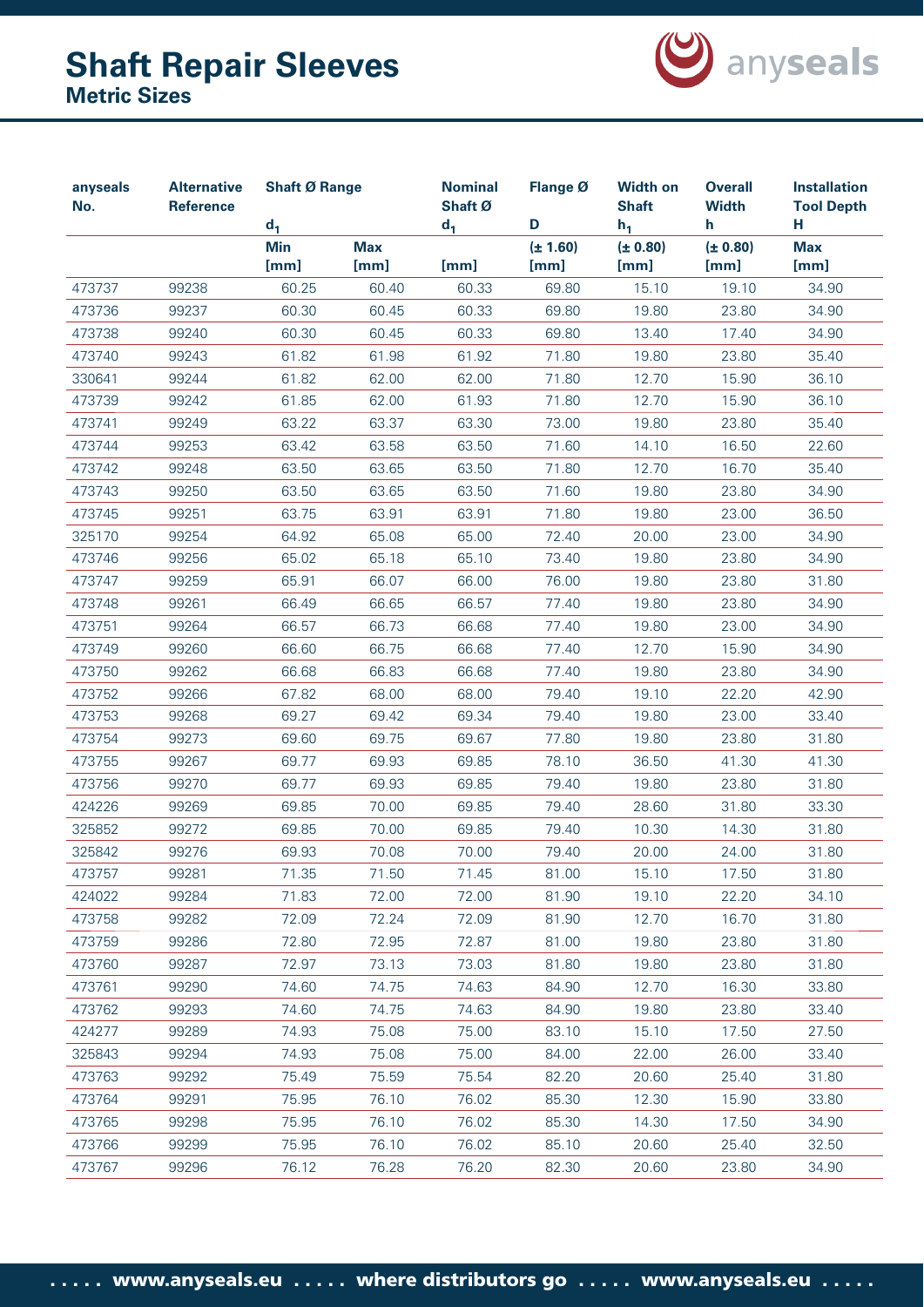# Shaft Repair Sleeves
## Metric Sizes

| anyseals No. | Alternative Reference | Shaft Ø Range $d_1$ | | Nominal Shaft Ø $d_1$ | Flange Ø D | Width on Shaft $h_1$ | Overall Width h | Installation Tool Depth H |
|---|---|---|---|---|---|---|---|---|
| | | Min [mm] | Max [mm] | [mm] | (± 1.60) [mm] | (± 0.80) [mm] | (± 0.80) [mm] | Max [mm] |
| 473737 | 99238 | 60.25 | 60.40 | 60.33 | 69.80 | 15.10 | 19.10 | 34.90 |
| 473736 | 99237 | 60.30 | 60.45 | 60.33 | 69.80 | 19.80 | 23.80 | 34.90 |
| 473738 | 99240 | 60.30 | 60.45 | 60.33 | 69.80 | 13.40 | 17.40 | 34.90 |
| 473740 | 99243 | 61.82 | 61.98 | 61.92 | 71.80 | 19.80 | 23.80 | 35.40 |
| 330641 | 99244 | 61.82 | 62.00 | 62.00 | 71.80 | 12.70 | 15.90 | 36.10 |
| 473739 | 99242 | 61.85 | 62.00 | 61.93 | 71.80 | 12.70 | 15.90 | 36.10 |
| 473741 | 99249 | 63.22 | 63.37 | 63.30 | 73.00 | 19.80 | 23.80 | 35.40 |
| 473744 | 99253 | 63.42 | 63.58 | 63.50 | 71.60 | 14.10 | 16.50 | 22.60 |
| 473742 | 99248 | 63.50 | 63.65 | 63.50 | 71.80 | 12.70 | 16.70 | 35.40 |
| 473743 | 99250 | 63.50 | 63.65 | 63.50 | 71.60 | 19.80 | 23.80 | 34.90 |
| 473745 | 99251 | 63.75 | 63.91 | 63.91 | 71.80 | 19.80 | 23.00 | 36.50 |
| 325170 | 99254 | 64.92 | 65.08 | 65.00 | 72.40 | 20.00 | 23.00 | 34.90 |
| 473746 | 99256 | 65.02 | 65.18 | 65.10 | 73.40 | 19.80 | 23.80 | 34.90 |
| 473747 | 99259 | 65.91 | 66.07 | 66.00 | 76.00 | 19.80 | 23.80 | 31.80 |
| 473748 | 99261 | 66.49 | 66.65 | 66.57 | 77.40 | 19.80 | 23.80 | 34.90 |
| 473751 | 99264 | 66.57 | 66.73 | 66.68 | 77.40 | 19.80 | 23.00 | 34.90 |
| 473749 | 99260 | 66.60 | 66.75 | 66.68 | 77.40 | 12.70 | 15.90 | 34.90 |
| 473750 | 99262 | 66.68 | 66.83 | 66.68 | 77.40 | 19.80 | 23.80 | 34.90 |
| 473752 | 99266 | 67.82 | 68.00 | 68.00 | 79.40 | 19.10 | 22.20 | 42.90 |
| 473753 | 99268 | 69.27 | 69.42 | 69.34 | 79.40 | 19.80 | 23.00 | 33.40 |
| 473754 | 99273 | 69.60 | 69.75 | 69.67 | 77.80 | 19.80 | 23.80 | 31.80 |
| 473755 | 99267 | 69.77 | 69.93 | 69.85 | 78.10 | 36.50 | 41.30 | 41.30 |
| 473756 | 99270 | 69.77 | 69.93 | 69.85 | 79.40 | 19.80 | 23.80 | 31.80 |
| 424226 | 99269 | 69.85 | 70.00 | 69.85 | 79.40 | 28.60 | 31.80 | 33.30 |
| 325852 | 99272 | 69.85 | 70.00 | 69.85 | 79.40 | 10.30 | 14.30 | 31.80 |
| 325842 | 99276 | 69.93 | 70.08 | 70.00 | 79.40 | 20.00 | 24.00 | 31.80 |
| 473757 | 99281 | 71.35 | 71.50 | 71.45 | 81.00 | 15.10 | 17.50 | 31.80 |
| 424022 | 99284 | 71.83 | 72.00 | 72.00 | 81.90 | 19.10 | 22.20 | 34.10 |
| 473758 | 99282 | 72.09 | 72.24 | 72.09 | 81.90 | 12.70 | 16.70 | 31.80 |
| 473759 | 99286 | 72.80 | 72.95 | 72.87 | 81.00 | 19.80 | 23.80 | 31.80 |
| 473760 | 99287 | 72.97 | 73.13 | 73.03 | 81.80 | 19.80 | 23.80 | 31.80 |
| 473761 | 99290 | 74.60 | 74.75 | 74.63 | 84.90 | 12.70 | 16.30 | 33.80 |
| 473762 | 99293 | 74.60 | 74.75 | 74.63 | 84.90 | 19.80 | 23.80 | 33.40 |
| 424277 | 99289 | 74.93 | 75.08 | 75.00 | 83.10 | 15.10 | 17.50 | 27.50 |
| 325843 | 99294 | 74.93 | 75.08 | 75.00 | 84.00 | 22.00 | 26.00 | 33.40 |
| 473763 | 99292 | 75.49 | 75.59 | 75.54 | 82.20 | 20.60 | 25.40 | 31.80 |
| 473764 | 99291 | 75.95 | 76.10 | 76.02 | 85.30 | 12.30 | 15.90 | 33.80 |
| 473765 | 99298 | 75.95 | 76.10 | 76.02 | 85.30 | 14.30 | 17.50 | 34.90 |
| 473766 | 99299 | 75.95 | 76.10 | 76.02 | 85.10 | 20.60 | 25.40 | 32.50 |
| 473767 | 99296 | 76.12 | 76.28 | 76.20 | 82.30 | 20.60 | 23.80 | 34.90 |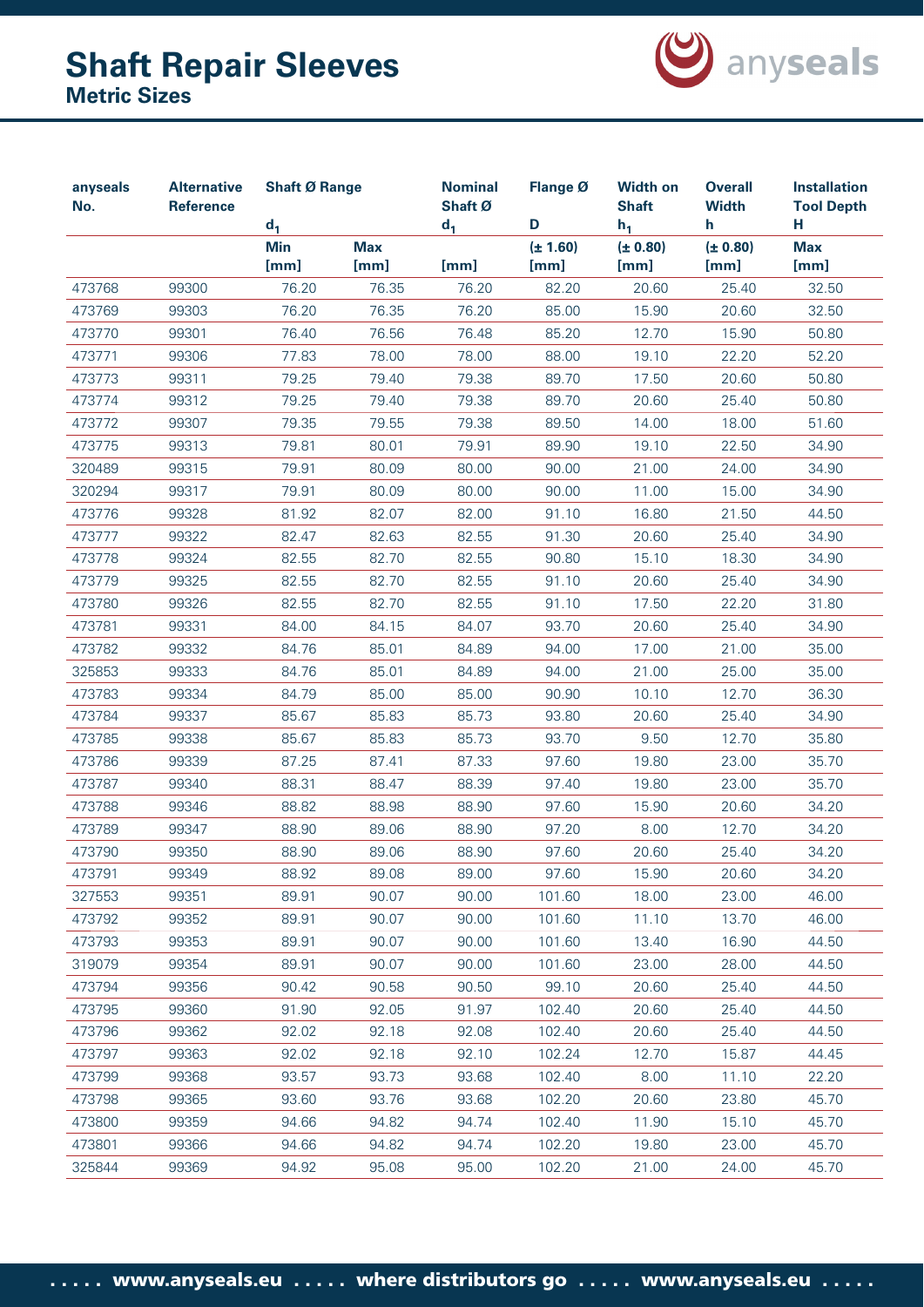# Shaft Repair Sleeves

## Metric Sizes

| anyseals No. | Alternative Reference | Shaft Ø Range $d_1$ | | Nominal Shaft Ø $d_1$ | Flange Ø D | Width on Shaft $h_1$ | Overall Width h | Installation Tool Depth H |
|---|---|---|---|---|---|---|---|---|
| | | Min [mm] | Max [mm] | [mm] | (± 1.60) [mm] | (± 0.80) [mm] | (± 0.80) [mm] | Max [mm] |
| 473768 | 99300 | 76.20 | 76.35 | 76.20 | 82.20 | 20.60 | 25.40 | 32.50 |
| 473769 | 99303 | 76.20 | 76.35 | 76.20 | 85.00 | 15.90 | 20.60 | 32.50 |
| 473770 | 99301 | 76.40 | 76.56 | 76.48 | 85.20 | 12.70 | 15.90 | 50.80 |
| 473771 | 99306 | 77.83 | 78.00 | 78.00 | 88.00 | 19.10 | 22.20 | 52.20 |
| 473773 | 99311 | 79.25 | 79.40 | 79.38 | 89.70 | 17.50 | 20.60 | 50.80 |
| 473774 | 99312 | 79.25 | 79.40 | 79.38 | 89.70 | 20.60 | 25.40 | 50.80 |
| 473772 | 99307 | 79.35 | 79.55 | 79.38 | 89.50 | 14.00 | 18.00 | 51.60 |
| 473775 | 99313 | 79.81 | 80.01 | 79.91 | 89.90 | 19.10 | 22.50 | 34.90 |
| 320489 | 99315 | 79.91 | 80.09 | 80.00 | 90.00 | 21.00 | 24.00 | 34.90 |
| 320294 | 99317 | 79.91 | 80.09 | 80.00 | 90.00 | 11.00 | 15.00 | 34.90 |
| 473776 | 99328 | 81.92 | 82.07 | 82.00 | 91.10 | 16.80 | 21.50 | 44.50 |
| 473777 | 99322 | 82.47 | 82.63 | 82.55 | 91.30 | 20.60 | 25.40 | 34.90 |
| 473778 | 99324 | 82.55 | 82.70 | 82.55 | 90.80 | 15.10 | 18.30 | 34.90 |
| 473779 | 99325 | 82.55 | 82.70 | 82.55 | 91.10 | 20.60 | 25.40 | 34.90 |
| 473780 | 99326 | 82.55 | 82.70 | 82.55 | 91.10 | 17.50 | 22.20 | 31.80 |
| 473781 | 99331 | 84.00 | 84.15 | 84.07 | 93.70 | 20.60 | 25.40 | 34.90 |
| 473782 | 99332 | 84.76 | 85.01 | 84.89 | 94.00 | 17.00 | 21.00 | 35.00 |
| 325853 | 99333 | 84.76 | 85.01 | 84.89 | 94.00 | 21.00 | 25.00 | 35.00 |
| 473783 | 99334 | 84.79 | 85.00 | 85.00 | 90.90 | 10.10 | 12.70 | 36.30 |
| 473784 | 99337 | 85.67 | 85.83 | 85.73 | 93.80 | 20.60 | 25.40 | 34.90 |
| 473785 | 99338 | 85.67 | 85.83 | 85.73 | 93.70 | 9.50 | 12.70 | 35.80 |
| 473786 | 99339 | 87.25 | 87.41 | 87.33 | 97.60 | 19.80 | 23.00 | 35.70 |
| 473787 | 99340 | 88.31 | 88.47 | 88.39 | 97.40 | 19.80 | 23.00 | 35.70 |
| 473788 | 99346 | 88.82 | 88.98 | 88.90 | 97.60 | 15.90 | 20.60 | 34.20 |
| 473789 | 99347 | 88.90 | 89.06 | 88.90 | 97.20 | 8.00 | 12.70 | 34.20 |
| 473790 | 99350 | 88.90 | 89.06 | 88.90 | 97.60 | 20.60 | 25.40 | 34.20 |
| 473791 | 99349 | 88.92 | 89.08 | 89.00 | 97.60 | 15.90 | 20.60 | 34.20 |
| 327553 | 99351 | 89.91 | 90.07 | 90.00 | 101.60 | 18.00 | 23.00 | 46.00 |
| 473792 | 99352 | 89.91 | 90.07 | 90.00 | 101.60 | 11.10 | 13.70 | 46.00 |
| 473793 | 99353 | 89.91 | 90.07 | 90.00 | 101.60 | 13.40 | 16.90 | 44.50 |
| 319079 | 99354 | 89.91 | 90.07 | 90.00 | 101.60 | 23.00 | 28.00 | 44.50 |
| 473794 | 99356 | 90.42 | 90.58 | 90.50 | 99.10 | 20.60 | 25.40 | 44.50 |
| 473795 | 99360 | 91.90 | 92.05 | 91.97 | 102.40 | 20.60 | 25.40 | 44.50 |
| 473796 | 99362 | 92.02 | 92.18 | 92.08 | 102.40 | 20.60 | 25.40 | 44.50 |
| 473797 | 99363 | 92.02 | 92.18 | 92.10 | 102.24 | 12.70 | 15.87 | 44.45 |
| 473799 | 99368 | 93.57 | 93.73 | 93.68 | 102.40 | 8.00 | 11.10 | 22.20 |
| 473798 | 99365 | 93.60 | 93.76 | 93.68 | 102.20 | 20.60 | 23.80 | 45.70 |
| 473800 | 99359 | 94.66 | 94.82 | 94.74 | 102.40 | 11.90 | 15.10 | 45.70 |
| 473801 | 99366 | 94.66 | 94.82 | 94.74 | 102.20 | 19.80 | 23.00 | 45.70 |
| 325844 | 99369 | 94.92 | 95.08 | 95.00 | 102.20 | 21.00 | 24.00 | 45.70 |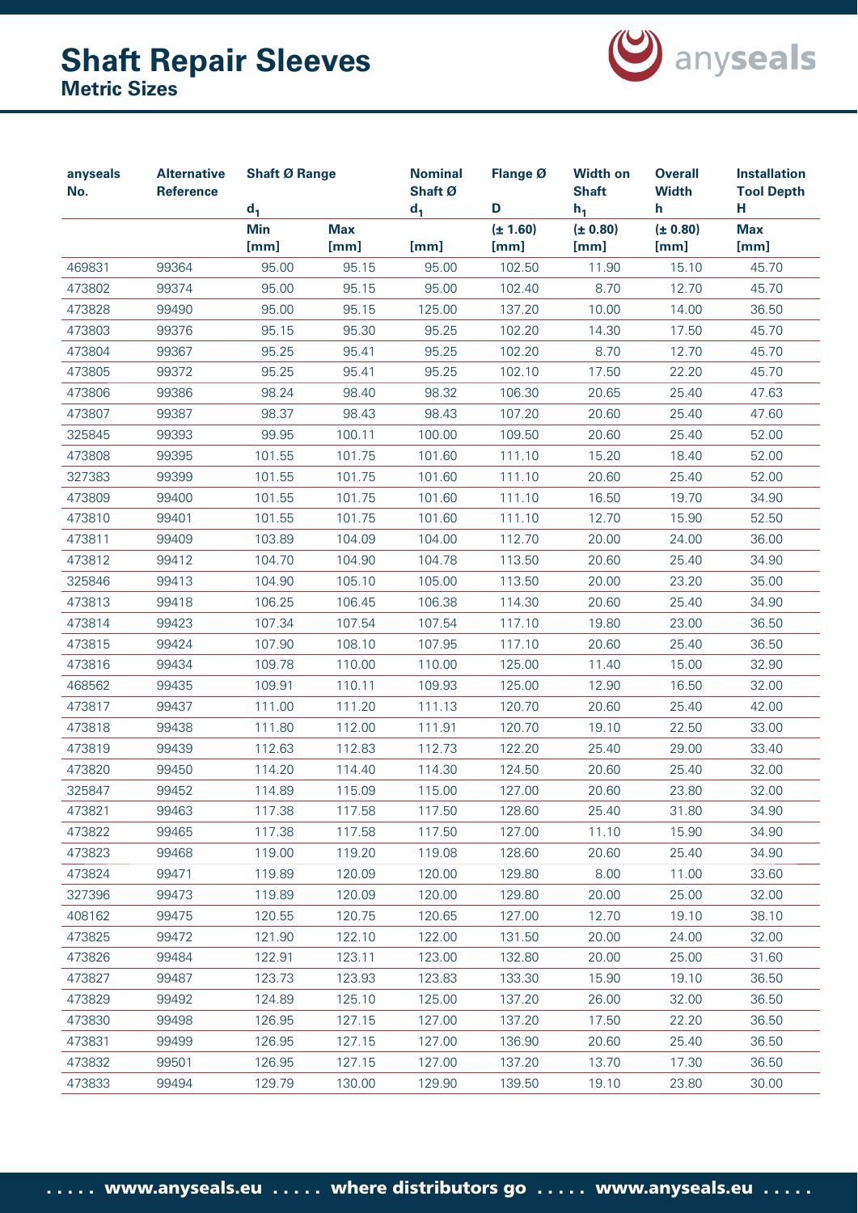# Shaft Repair Sleeves

## Metric Sizes

| anyseals No. | Alternative Reference | Shaft Ø Range $d_1$ | | Nominal Shaft Ø $d_1$ | Flange Ø D | Width on Shaft $h_1$ | Overall Width h | Installation Tool Depth H |
|---|---|---|---|---|---|---|---|---|
| | | Min [mm] | Max [mm] | [mm] | (± 1.60) [mm] | (± 0.80) [mm] | (± 0.80) [mm] | Max [mm] |
| 469831 | 99364 | 95.00 | 95.15 | 95.00 | 102.50 | 11.90 | 15.10 | 45.70 |
| 473802 | 99374 | 95.00 | 95.15 | 95.00 | 102.40 | 8.70 | 12.70 | 45.70 |
| 473828 | 99490 | 95.00 | 95.15 | 125.00 | 137.20 | 10.00 | 14.00 | 36.50 |
| 473803 | 99376 | 95.15 | 95.30 | 95.25 | 102.20 | 14.30 | 17.50 | 45.70 |
| 473804 | 99367 | 95.25 | 95.41 | 95.25 | 102.20 | 8.70 | 12.70 | 45.70 |
| 473805 | 99372 | 95.25 | 95.41 | 95.25 | 102.10 | 17.50 | 22.20 | 45.70 |
| 473806 | 99386 | 98.24 | 98.40 | 98.32 | 106.30 | 20.65 | 25.40 | 47.63 |
| 473807 | 99387 | 98.37 | 98.43 | 98.43 | 107.20 | 20.60 | 25.40 | 47.60 |
| 325845 | 99393 | 99.95 | 100.11 | 100.00 | 109.50 | 20.60 | 25.40 | 52.00 |
| 473808 | 99395 | 101.55 | 101.75 | 101.60 | 111.10 | 15.20 | 18.40 | 52.00 |
| 327383 | 99399 | 101.55 | 101.75 | 101.60 | 111.10 | 20.60 | 25.40 | 52.00 |
| 473809 | 99400 | 101.55 | 101.75 | 101.60 | 111.10 | 16.50 | 19.70 | 34.90 |
| 473810 | 99401 | 101.55 | 101.75 | 101.60 | 111.10 | 12.70 | 15.90 | 52.50 |
| 473811 | 99409 | 103.89 | 104.09 | 104.00 | 112.70 | 20.00 | 24.00 | 36.00 |
| 473812 | 99412 | 104.70 | 104.90 | 104.78 | 113.50 | 20.60 | 25.40 | 34.90 |
| 325846 | 99413 | 104.90 | 105.10 | 105.00 | 113.50 | 20.00 | 23.20 | 35.00 |
| 473813 | 99418 | 106.25 | 106.45 | 106.38 | 114.30 | 20.60 | 25.40 | 34.90 |
| 473814 | 99423 | 107.34 | 107.54 | 107.54 | 117.10 | 19.80 | 23.00 | 36.50 |
| 473815 | 99424 | 107.90 | 108.10 | 107.95 | 117.10 | 20.60 | 25.40 | 36.50 |
| 473816 | 99434 | 109.78 | 110.00 | 110.00 | 125.00 | 11.40 | 15.00 | 32.90 |
| 468562 | 99435 | 109.91 | 110.11 | 109.93 | 125.00 | 12.90 | 16.50 | 32.00 |
| 473817 | 99437 | 111.00 | 111.20 | 111.13 | 120.70 | 20.60 | 25.40 | 42.00 |
| 473818 | 99438 | 111.80 | 112.00 | 111.91 | 120.70 | 19.10 | 22.50 | 33.00 |
| 473819 | 99439 | 112.63 | 112.83 | 112.73 | 122.20 | 25.40 | 29.00 | 33.40 |
| 473820 | 99450 | 114.20 | 114.40 | 114.30 | 124.50 | 20.60 | 25.40 | 32.00 |
| 325847 | 99452 | 114.89 | 115.09 | 115.00 | 127.00 | 20.60 | 23.80 | 32.00 |
| 473821 | 99463 | 117.38 | 117.58 | 117.50 | 128.60 | 25.40 | 31.80 | 34.90 |
| 473822 | 99465 | 117.38 | 117.58 | 117.50 | 127.00 | 11.10 | 15.90 | 34.90 |
| 473823 | 99468 | 119.00 | 119.20 | 119.08 | 128.60 | 20.60 | 25.40 | 34.90 |
| 473824 | 99471 | 119.89 | 120.09 | 120.00 | 129.80 | 8.00 | 11.00 | 33.60 |
| 327396 | 99473 | 119.89 | 120.09 | 120.00 | 129.80 | 20.00 | 25.00 | 32.00 |
| 408162 | 99475 | 120.55 | 120.75 | 120.65 | 127.00 | 12.70 | 19.10 | 38.10 |
| 473825 | 99472 | 121.90 | 122.10 | 122.00 | 131.50 | 20.00 | 24.00 | 32.00 |
| 473826 | 99484 | 122.91 | 123.11 | 123.00 | 132.80 | 20.00 | 25.00 | 31.60 |
| 473827 | 99487 | 123.73 | 123.93 | 123.83 | 133.30 | 15.90 | 19.10 | 36.50 |
| 473829 | 99492 | 124.89 | 125.10 | 125.00 | 137.20 | 26.00 | 32.00 | 36.50 |
| 473830 | 99498 | 126.95 | 127.15 | 127.00 | 137.20 | 17.50 | 22.20 | 36.50 |
| 473831 | 99499 | 126.95 | 127.15 | 127.00 | 136.90 | 20.60 | 25.40 | 36.50 |
| 473832 | 99501 | 126.95 | 127.15 | 127.00 | 137.20 | 13.70 | 17.30 | 36.50 |
| 473833 | 99494 | 129.79 | 130.00 | 129.90 | 139.50 | 19.10 | 23.80 | 30.00 |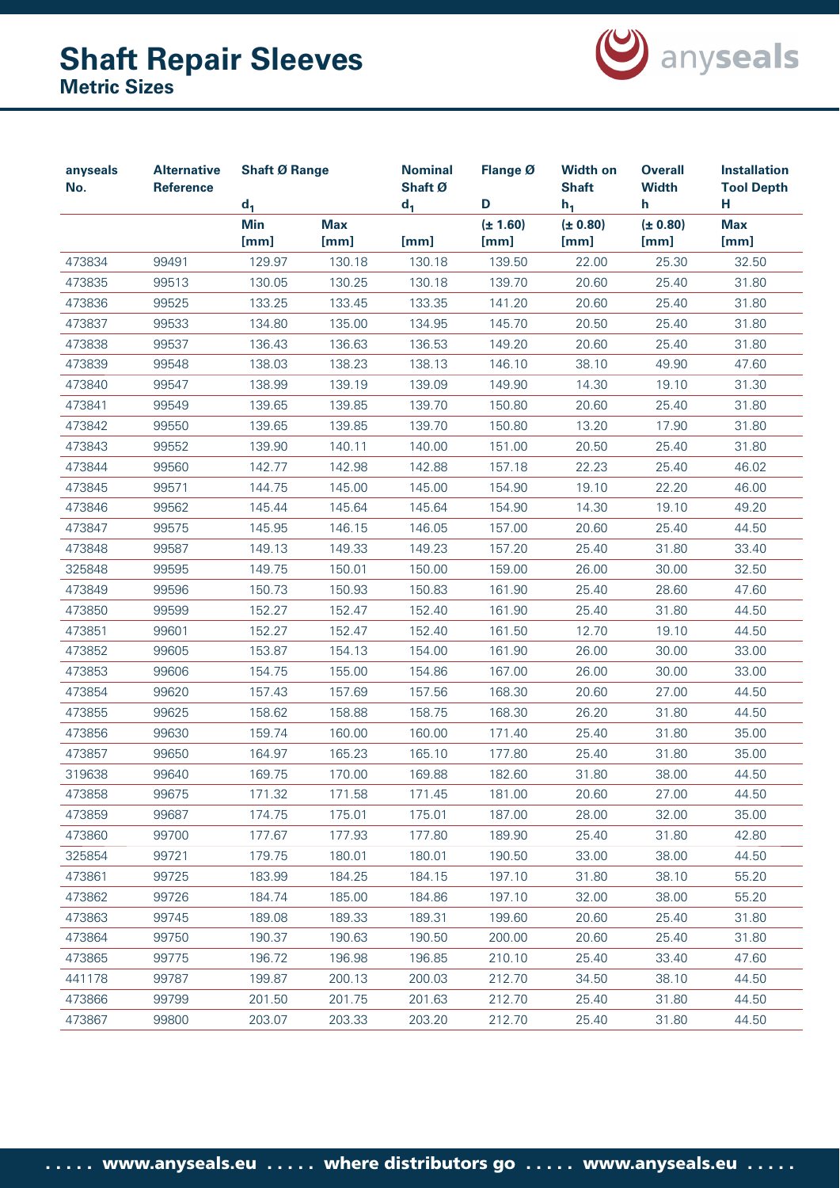# Shaft Repair Sleeves

## Metric Sizes

| anyseals No. | Alternative Reference | Shaft Ø Range $d_1$ | | Nominal Shaft Ø $d_1$ | Flange Ø D | Width on Shaft $h_1$ | Overall Width h | Installation Tool Depth H |
|---|---|---|---|---|---|---|---|---|
| | | Min [mm] | Max [mm] | [mm] | (± 1.60) [mm] | (± 0.80) [mm] | (± 0.80) [mm] | Max [mm] |
| 473834 | 99491 | 129.97 | 130.18 | 130.18 | 139.50 | 22.00 | 25.30 | 32.50 |
| 473835 | 99513 | 130.05 | 130.25 | 130.18 | 139.70 | 20.60 | 25.40 | 31.80 |
| 473836 | 99525 | 133.25 | 133.45 | 133.35 | 141.20 | 20.60 | 25.40 | 31.80 |
| 473837 | 99533 | 134.80 | 135.00 | 134.95 | 145.70 | 20.50 | 25.40 | 31.80 |
| 473838 | 99537 | 136.43 | 136.63 | 136.53 | 149.20 | 20.60 | 25.40 | 31.80 |
| 473839 | 99548 | 138.03 | 138.23 | 138.13 | 146.10 | 38.10 | 49.90 | 47.60 |
| 473840 | 99547 | 138.99 | 139.19 | 139.09 | 149.90 | 14.30 | 19.10 | 31.30 |
| 473841 | 99549 | 139.65 | 139.85 | 139.70 | 150.80 | 20.60 | 25.40 | 31.80 |
| 473842 | 99550 | 139.65 | 139.85 | 139.70 | 150.80 | 13.20 | 17.90 | 31.80 |
| 473843 | 99552 | 139.90 | 140.11 | 140.00 | 151.00 | 20.50 | 25.40 | 31.80 |
| 473844 | 99560 | 142.77 | 142.98 | 142.88 | 157.18 | 22.23 | 25.40 | 46.02 |
| 473845 | 99571 | 144.75 | 145.00 | 145.00 | 154.90 | 19.10 | 22.20 | 46.00 |
| 473846 | 99562 | 145.44 | 145.64 | 145.64 | 154.90 | 14.30 | 19.10 | 49.20 |
| 473847 | 99575 | 145.95 | 146.15 | 146.05 | 157.00 | 20.60 | 25.40 | 44.50 |
| 473848 | 99587 | 149.13 | 149.33 | 149.23 | 157.20 | 25.40 | 31.80 | 33.40 |
| 325848 | 99595 | 149.75 | 150.01 | 150.00 | 159.00 | 26.00 | 30.00 | 32.50 |
| 473849 | 99596 | 150.73 | 150.93 | 150.83 | 161.90 | 25.40 | 28.60 | 47.60 |
| 473850 | 99599 | 152.27 | 152.47 | 152.40 | 161.90 | 25.40 | 31.80 | 44.50 |
| 473851 | 99601 | 152.27 | 152.47 | 152.40 | 161.50 | 12.70 | 19.10 | 44.50 |
| 473852 | 99605 | 153.87 | 154.13 | 154.00 | 161.90 | 26.00 | 30.00 | 33.00 |
| 473853 | 99606 | 154.75 | 155.00 | 154.86 | 167.00 | 26.00 | 30.00 | 33.00 |
| 473854 | 99620 | 157.43 | 157.69 | 157.56 | 168.30 | 20.60 | 27.00 | 44.50 |
| 473855 | 99625 | 158.62 | 158.88 | 158.75 | 168.30 | 26.20 | 31.80 | 44.50 |
| 473856 | 99630 | 159.74 | 160.00 | 160.00 | 171.40 | 25.40 | 31.80 | 35.00 |
| 473857 | 99650 | 164.97 | 165.23 | 165.10 | 177.80 | 25.40 | 31.80 | 35.00 |
| 319638 | 99640 | 169.75 | 170.00 | 169.88 | 182.60 | 31.80 | 38.00 | 44.50 |
| 473858 | 99675 | 171.32 | 171.58 | 171.45 | 181.00 | 20.60 | 27.00 | 44.50 |
| 473859 | 99687 | 174.75 | 175.01 | 175.01 | 187.00 | 28.00 | 32.00 | 35.00 |
| 473860 | 99700 | 177.67 | 177.93 | 177.80 | 189.90 | 25.40 | 31.80 | 42.80 |
| 325854 | 99721 | 179.75 | 180.01 | 180.01 | 190.50 | 33.00 | 38.00 | 44.50 |
| 473861 | 99725 | 183.99 | 184.25 | 184.15 | 197.10 | 31.80 | 38.10 | 55.20 |
| 473862 | 99726 | 184.74 | 185.00 | 184.86 | 197.10 | 32.00 | 38.00 | 55.20 |
| 473863 | 99745 | 189.08 | 189.33 | 189.31 | 199.60 | 20.60 | 25.40 | 31.80 |
| 473864 | 99750 | 190.37 | 190.63 | 190.50 | 200.00 | 20.60 | 25.40 | 31.80 |
| 473865 | 99775 | 196.72 | 196.98 | 196.85 | 210.10 | 25.40 | 33.40 | 47.60 |
| 441178 | 99787 | 199.87 | 200.13 | 200.03 | 212.70 | 34.50 | 38.10 | 44.50 |
| 473866 | 99799 | 201.50 | 201.75 | 201.63 | 212.70 | 25.40 | 31.80 | 44.50 |
| 473867 | 99800 | 203.07 | 203.33 | 203.20 | 212.70 | 25.40 | 31.80 | 44.50 |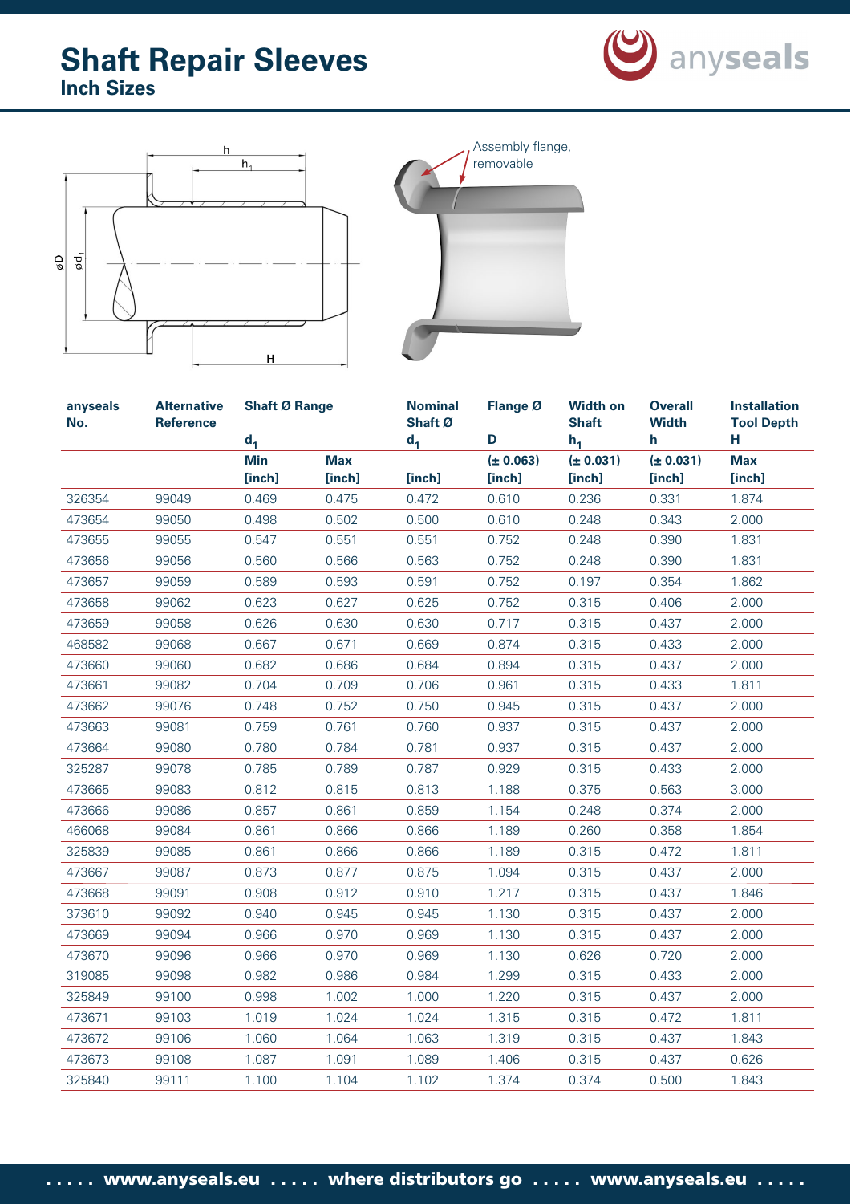# Shaft Repair Sleeves

## Inch Sizes

Assembly flange, removable

| anyseals No. | Alternative Reference | Shaft Ø Range $d_1$ | | Nominal Shaft Ø $d_1$ | Flange Ø D | Width on Shaft $h_1$ | Overall Width h | Installation Tool Depth H |
|---|---|---|---|---|---|---|---|---|
| | | Min [inch] | Max [inch] | [inch] | (± 0.063) [inch] | (± 0.031) [inch] | (± 0.031) [inch] | Max [inch] |
| 326354 | 99049 | 0.469 | 0.475 | 0.472 | 0.610 | 0.236 | 0.331 | 1.874 |
| 473654 | 99050 | 0.498 | 0.502 | 0.500 | 0.610 | 0.248 | 0.343 | 2.000 |
| 473655 | 99055 | 0.547 | 0.551 | 0.551 | 0.752 | 0.248 | 0.390 | 1.831 |
| 473656 | 99056 | 0.560 | 0.566 | 0.563 | 0.752 | 0.248 | 0.390 | 1.831 |
| 473657 | 99059 | 0.589 | 0.593 | 0.591 | 0.752 | 0.197 | 0.354 | 1.862 |
| 473658 | 99062 | 0.623 | 0.627 | 0.625 | 0.752 | 0.315 | 0.406 | 2.000 |
| 473659 | 99058 | 0.626 | 0.630 | 0.630 | 0.717 | 0.315 | 0.437 | 2.000 |
| 468582 | 99068 | 0.667 | 0.671 | 0.669 | 0.874 | 0.315 | 0.433 | 2.000 |
| 473660 | 99060 | 0.682 | 0.686 | 0.684 | 0.894 | 0.315 | 0.437 | 2.000 |
| 473661 | 99082 | 0.704 | 0.709 | 0.706 | 0.961 | 0.315 | 0.433 | 1.811 |
| 473662 | 99076 | 0.748 | 0.752 | 0.750 | 0.945 | 0.315 | 0.437 | 2.000 |
| 473663 | 99081 | 0.759 | 0.761 | 0.760 | 0.937 | 0.315 | 0.437 | 2.000 |
| 473664 | 99080 | 0.780 | 0.784 | 0.781 | 0.937 | 0.315 | 0.437 | 2.000 |
| 325287 | 99078 | 0.785 | 0.789 | 0.787 | 0.929 | 0.315 | 0.433 | 2.000 |
| 473665 | 99083 | 0.812 | 0.815 | 0.813 | 1.188 | 0.375 | 0.563 | 3.000 |
| 473666 | 99086 | 0.857 | 0.861 | 0.859 | 1.154 | 0.248 | 0.374 | 2.000 |
| 466068 | 99084 | 0.861 | 0.866 | 0.866 | 1.189 | 0.260 | 0.358 | 1.854 |
| 325839 | 99085 | 0.861 | 0.866 | 0.866 | 1.189 | 0.315 | 0.472 | 1.811 |
| 473667 | 99087 | 0.873 | 0.877 | 0.875 | 1.094 | 0.315 | 0.437 | 2.000 |
| 473668 | 99091 | 0.908 | 0.912 | 0.910 | 1.217 | 0.315 | 0.437 | 1.846 |
| 373610 | 99092 | 0.940 | 0.945 | 0.945 | 1.130 | 0.315 | 0.437 | 2.000 |
| 473669 | 99094 | 0.966 | 0.970 | 0.969 | 1.130 | 0.315 | 0.437 | 2.000 |
| 473670 | 99096 | 0.966 | 0.970 | 0.969 | 1.130 | 0.626 | 0.720 | 2.000 |
| 319085 | 99098 | 0.982 | 0.986 | 0.984 | 1.299 | 0.315 | 0.433 | 2.000 |
| 325849 | 99100 | 0.998 | 1.002 | 1.000 | 1.220 | 0.315 | 0.437 | 2.000 |
| 473671 | 99103 | 1.019 | 1.024 | 1.024 | 1.315 | 0.315 | 0.472 | 1.811 |
| 473672 | 99106 | 1.060 | 1.064 | 1.063 | 1.319 | 0.315 | 0.437 | 1.843 |
| 473673 | 99108 | 1.087 | 1.091 | 1.089 | 1.406 | 0.315 | 0.437 | 0.626 |
| 325840 | 99111 | 1.100 | 1.104 | 1.102 | 1.374 | 0.374 | 0.500 | 1.843 |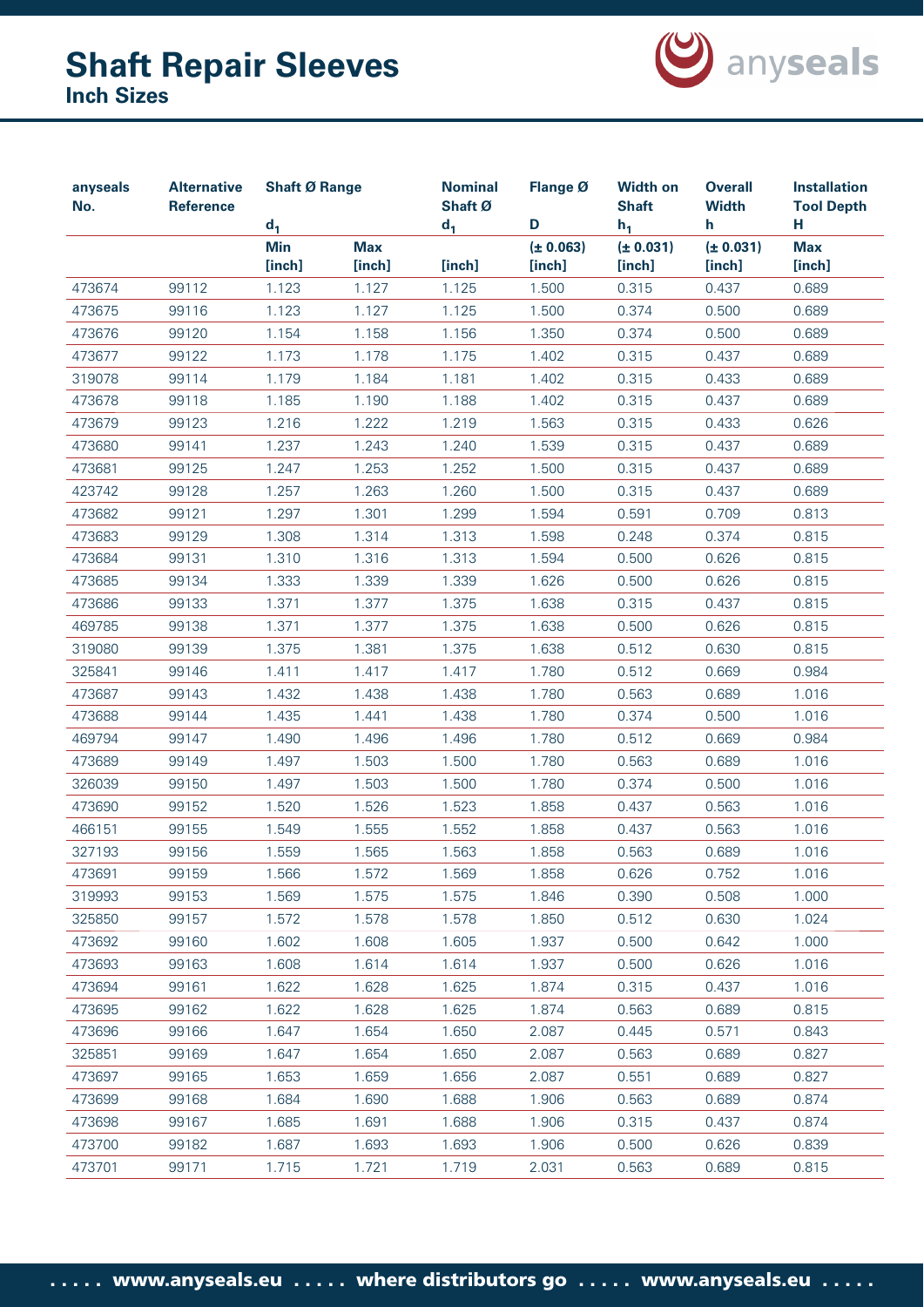# Shaft Repair Sleeves

## Inch Sizes

| anyseals No. | Alternative Reference | Shaft Ø Range $d_1$ | | Nominal Shaft Ø $d_1$ | Flange Ø D | Width on Shaft $h_1$ | Overall Width h | Installation Tool Depth H |
|---|---|---|---|---|---|---|---|---|
| | | Min [inch] | Max [inch] | [inch] | (± 0.063) [inch] | (± 0.031) [inch] | (± 0.031) [inch] | Max [inch] |
| 473674 | 99112 | 1.123 | 1.127 | 1.125 | 1.500 | 0.315 | 0.437 | 0.689 |
| 473675 | 99116 | 1.123 | 1.127 | 1.125 | 1.500 | 0.374 | 0.500 | 0.689 |
| 473676 | 99120 | 1.154 | 1.158 | 1.156 | 1.350 | 0.374 | 0.500 | 0.689 |
| 473677 | 99122 | 1.173 | 1.178 | 1.175 | 1.402 | 0.315 | 0.437 | 0.689 |
| 319078 | 99114 | 1.179 | 1.184 | 1.181 | 1.402 | 0.315 | 0.433 | 0.689 |
| 473678 | 99118 | 1.185 | 1.190 | 1.188 | 1.402 | 0.315 | 0.437 | 0.689 |
| 473679 | 99123 | 1.216 | 1.222 | 1.219 | 1.563 | 0.315 | 0.433 | 0.626 |
| 473680 | 99141 | 1.237 | 1.243 | 1.240 | 1.539 | 0.315 | 0.437 | 0.689 |
| 473681 | 99125 | 1.247 | 1.253 | 1.252 | 1.500 | 0.315 | 0.437 | 0.689 |
| 423742 | 99128 | 1.257 | 1.263 | 1.260 | 1.500 | 0.315 | 0.437 | 0.689 |
| 473682 | 99121 | 1.297 | 1.301 | 1.299 | 1.594 | 0.591 | 0.709 | 0.813 |
| 473683 | 99129 | 1.308 | 1.314 | 1.313 | 1.598 | 0.248 | 0.374 | 0.815 |
| 473684 | 99131 | 1.310 | 1.316 | 1.313 | 1.594 | 0.500 | 0.626 | 0.815 |
| 473685 | 99134 | 1.333 | 1.339 | 1.339 | 1.626 | 0.500 | 0.626 | 0.815 |
| 473686 | 99133 | 1.371 | 1.377 | 1.375 | 1.638 | 0.315 | 0.437 | 0.815 |
| 469785 | 99138 | 1.371 | 1.377 | 1.375 | 1.638 | 0.500 | 0.626 | 0.815 |
| 319080 | 99139 | 1.375 | 1.381 | 1.375 | 1.638 | 0.512 | 0.630 | 0.815 |
| 325841 | 99146 | 1.411 | 1.417 | 1.417 | 1.780 | 0.512 | 0.669 | 0.984 |
| 473687 | 99143 | 1.432 | 1.438 | 1.438 | 1.780 | 0.563 | 0.689 | 1.016 |
| 473688 | 99144 | 1.435 | 1.441 | 1.438 | 1.780 | 0.374 | 0.500 | 1.016 |
| 469794 | 99147 | 1.490 | 1.496 | 1.496 | 1.780 | 0.512 | 0.669 | 0.984 |
| 473689 | 99149 | 1.497 | 1.503 | 1.500 | 1.780 | 0.563 | 0.689 | 1.016 |
| 326039 | 99150 | 1.497 | 1.503 | 1.500 | 1.780 | 0.374 | 0.500 | 1.016 |
| 473690 | 99152 | 1.520 | 1.526 | 1.523 | 1.858 | 0.437 | 0.563 | 1.016 |
| 466151 | 99155 | 1.549 | 1.555 | 1.552 | 1.858 | 0.437 | 0.563 | 1.016 |
| 327193 | 99156 | 1.559 | 1.565 | 1.563 | 1.858 | 0.563 | 0.689 | 1.016 |
| 473691 | 99159 | 1.566 | 1.572 | 1.569 | 1.858 | 0.626 | 0.752 | 1.016 |
| 319993 | 99153 | 1.569 | 1.575 | 1.575 | 1.846 | 0.390 | 0.508 | 1.000 |
| 325850 | 99157 | 1.572 | 1.578 | 1.578 | 1.850 | 0.512 | 0.630 | 1.024 |
| 473692 | 99160 | 1.602 | 1.608 | 1.605 | 1.937 | 0.500 | 0.642 | 1.000 |
| 473693 | 99163 | 1.608 | 1.614 | 1.614 | 1.937 | 0.500 | 0.626 | 1.016 |
| 473694 | 99161 | 1.622 | 1.628 | 1.625 | 1.874 | 0.315 | 0.437 | 1.016 |
| 473695 | 99162 | 1.622 | 1.628 | 1.625 | 1.874 | 0.563 | 0.689 | 0.815 |
| 473696 | 99166 | 1.647 | 1.654 | 1.650 | 2.087 | 0.445 | 0.571 | 0.843 |
| 325851 | 99169 | 1.647 | 1.654 | 1.650 | 2.087 | 0.563 | 0.689 | 0.827 |
| 473697 | 99165 | 1.653 | 1.659 | 1.656 | 2.087 | 0.551 | 0.689 | 0.827 |
| 473699 | 99168 | 1.684 | 1.690 | 1.688 | 1.906 | 0.563 | 0.689 | 0.874 |
| 473698 | 99167 | 1.685 | 1.691 | 1.688 | 1.906 | 0.315 | 0.437 | 0.874 |
| 473700 | 99182 | 1.687 | 1.693 | 1.693 | 1.906 | 0.500 | 0.626 | 0.839 |
| 473701 | 99171 | 1.715 | 1.721 | 1.719 | 2.031 | 0.563 | 0.689 | 0.815 |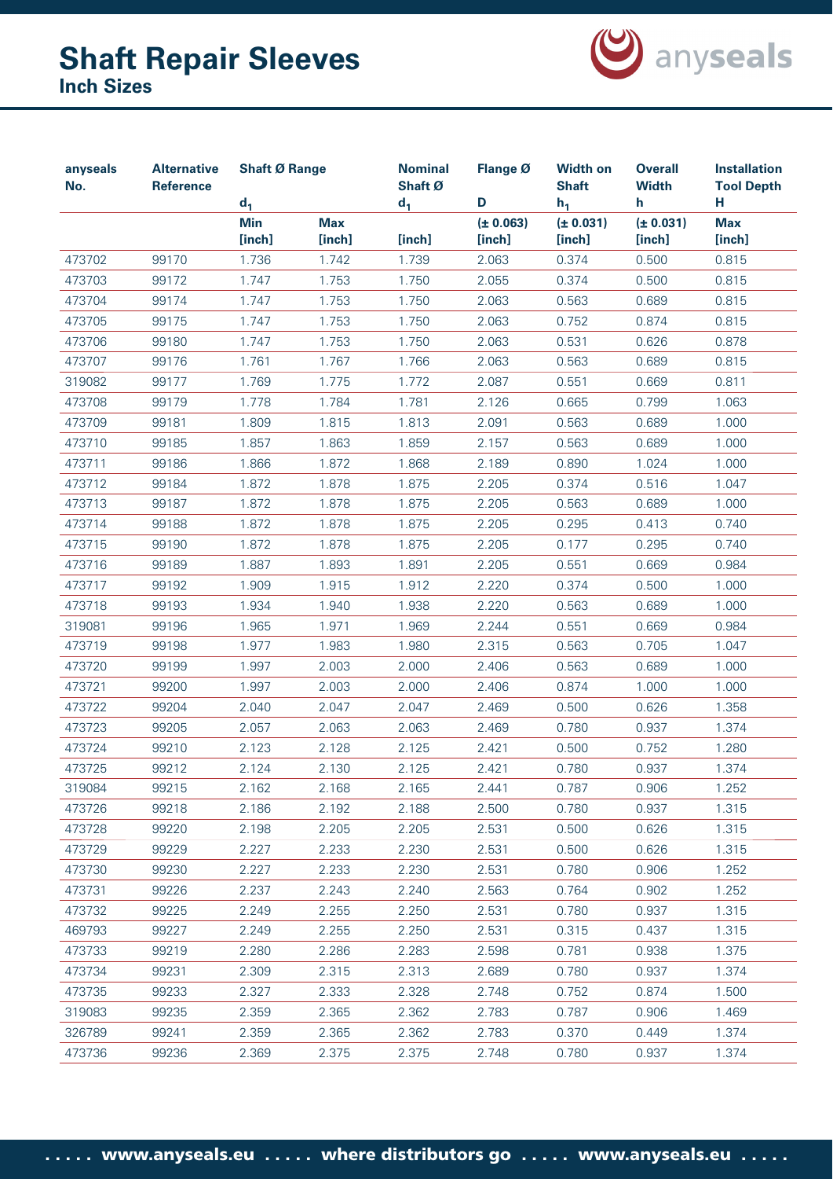# Shaft Repair Sleeves
## Inch Sizes

| anyseals No. | Alternative Reference | Shaft Ø Range $d_1$ | | Nominal Shaft Ø $d_1$ | Flange Ø D | Width on Shaft $h_1$ | Overall Width h | Installation Tool Depth H |
|---|---|---|---|---|---|---|---|---|
| | | Min [inch] | Max [inch] | [inch] | (± 0.063) [inch] | (± 0.031) [inch] | (± 0.031) [inch] | Max [inch] |
| 473702 | 99170 | 1.736 | 1.742 | 1.739 | 2.063 | 0.374 | 0.500 | 0.815 |
| 473703 | 99172 | 1.747 | 1.753 | 1.750 | 2.055 | 0.374 | 0.500 | 0.815 |
| 473704 | 99174 | 1.747 | 1.753 | 1.750 | 2.063 | 0.563 | 0.689 | 0.815 |
| 473705 | 99175 | 1.747 | 1.753 | 1.750 | 2.063 | 0.752 | 0.874 | 0.815 |
| 473706 | 99180 | 1.747 | 1.753 | 1.750 | 2.063 | 0.531 | 0.626 | 0.878 |
| 473707 | 99176 | 1.761 | 1.767 | 1.766 | 2.063 | 0.563 | 0.689 | 0.815 |
| 319082 | 99177 | 1.769 | 1.775 | 1.772 | 2.087 | 0.551 | 0.669 | 0.811 |
| 473708 | 99179 | 1.778 | 1.784 | 1.781 | 2.126 | 0.665 | 0.799 | 1.063 |
| 473709 | 99181 | 1.809 | 1.815 | 1.813 | 2.091 | 0.563 | 0.689 | 1.000 |
| 473710 | 99185 | 1.857 | 1.863 | 1.859 | 2.157 | 0.563 | 0.689 | 1.000 |
| 473711 | 99186 | 1.866 | 1.872 | 1.868 | 2.189 | 0.890 | 1.024 | 1.000 |
| 473712 | 99184 | 1.872 | 1.878 | 1.875 | 2.205 | 0.374 | 0.516 | 1.047 |
| 473713 | 99187 | 1.872 | 1.878 | 1.875 | 2.205 | 0.563 | 0.689 | 1.000 |
| 473714 | 99188 | 1.872 | 1.878 | 1.875 | 2.205 | 0.295 | 0.413 | 0.740 |
| 473715 | 99190 | 1.872 | 1.878 | 1.875 | 2.205 | 0.177 | 0.295 | 0.740 |
| 473716 | 99189 | 1.887 | 1.893 | 1.891 | 2.205 | 0.551 | 0.669 | 0.984 |
| 473717 | 99192 | 1.909 | 1.915 | 1.912 | 2.220 | 0.374 | 0.500 | 1.000 |
| 473718 | 99193 | 1.934 | 1.940 | 1.938 | 2.220 | 0.563 | 0.689 | 1.000 |
| 319081 | 99196 | 1.965 | 1.971 | 1.969 | 2.244 | 0.551 | 0.669 | 0.984 |
| 473719 | 99198 | 1.977 | 1.983 | 1.980 | 2.315 | 0.563 | 0.705 | 1.047 |
| 473720 | 99199 | 1.997 | 2.003 | 2.000 | 2.406 | 0.563 | 0.689 | 1.000 |
| 473721 | 99200 | 1.997 | 2.003 | 2.000 | 2.406 | 0.874 | 1.000 | 1.000 |
| 473722 | 99204 | 2.040 | 2.047 | 2.047 | 2.469 | 0.500 | 0.626 | 1.358 |
| 473723 | 99205 | 2.057 | 2.063 | 2.063 | 2.469 | 0.780 | 0.937 | 1.374 |
| 473724 | 99210 | 2.123 | 2.128 | 2.125 | 2.421 | 0.500 | 0.752 | 1.280 |
| 473725 | 99212 | 2.124 | 2.130 | 2.125 | 2.421 | 0.780 | 0.937 | 1.374 |
| 319084 | 99215 | 2.162 | 2.168 | 2.165 | 2.441 | 0.787 | 0.906 | 1.252 |
| 473726 | 99218 | 2.186 | 2.192 | 2.188 | 2.500 | 0.780 | 0.937 | 1.315 |
| 473728 | 99220 | 2.198 | 2.205 | 2.205 | 2.531 | 0.500 | 0.626 | 1.315 |
| 473729 | 99229 | 2.227 | 2.233 | 2.230 | 2.531 | 0.500 | 0.626 | 1.315 |
| 473730 | 99230 | 2.227 | 2.233 | 2.230 | 2.531 | 0.780 | 0.906 | 1.252 |
| 473731 | 99226 | 2.237 | 2.243 | 2.240 | 2.563 | 0.764 | 0.902 | 1.252 |
| 473732 | 99225 | 2.249 | 2.255 | 2.250 | 2.531 | 0.780 | 0.937 | 1.315 |
| 469793 | 99227 | 2.249 | 2.255 | 2.250 | 2.531 | 0.315 | 0.437 | 1.315 |
| 473733 | 99219 | 2.280 | 2.286 | 2.283 | 2.598 | 0.781 | 0.938 | 1.375 |
| 473734 | 99231 | 2.309 | 2.315 | 2.313 | 2.689 | 0.780 | 0.937 | 1.374 |
| 473735 | 99233 | 2.327 | 2.333 | 2.328 | 2.748 | 0.752 | 0.874 | 1.500 |
| 319083 | 99235 | 2.359 | 2.365 | 2.362 | 2.783 | 0.787 | 0.906 | 1.469 |
| 326789 | 99241 | 2.359 | 2.365 | 2.362 | 2.783 | 0.370 | 0.449 | 1.374 |
| 473736 | 99236 | 2.369 | 2.375 | 2.375 | 2.748 | 0.780 | 0.937 | 1.374 |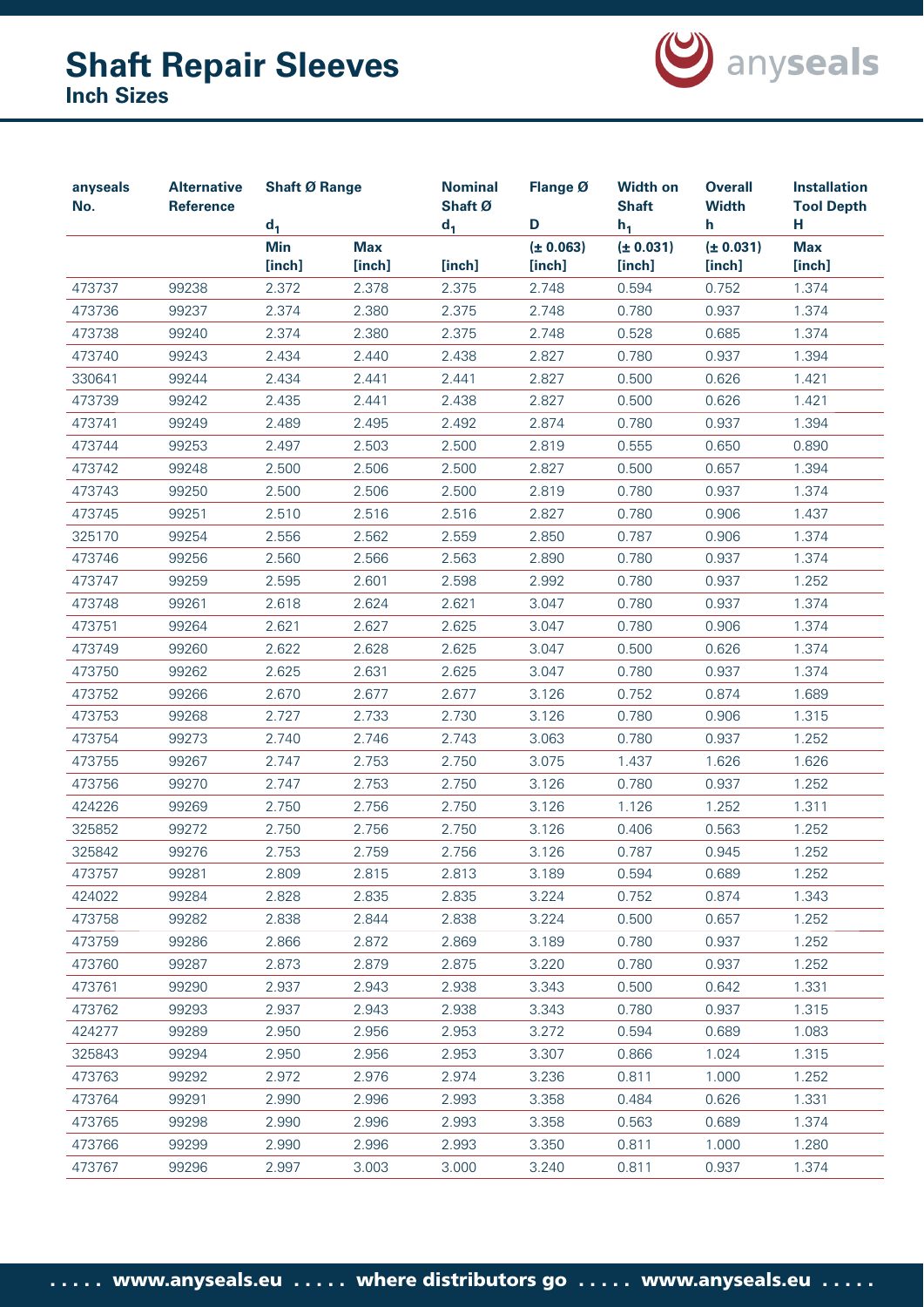# Shaft Repair Sleeves

## Inch Sizes

| anyseals No. | Alternative Reference | Shaft Ø Range $d_1$ | | Nominal Shaft Ø $d_1$ | Flange Ø D | Width on Shaft $h_1$ | Overall Width h | Installation Tool Depth H |
|---|---|---|---|---|---|---|---|---|
| | | Min [inch] | Max [inch] | [inch] | (± 0.063) [inch] | (± 0.031) [inch] | (± 0.031) [inch] | Max [inch] |
| 473737 | 99238 | 2.372 | 2.378 | 2.375 | 2.748 | 0.594 | 0.752 | 1.374 |
| 473736 | 99237 | 2.374 | 2.380 | 2.375 | 2.748 | 0.780 | 0.937 | 1.374 |
| 473738 | 99240 | 2.374 | 2.380 | 2.375 | 2.748 | 0.528 | 0.685 | 1.374 |
| 473740 | 99243 | 2.434 | 2.440 | 2.438 | 2.827 | 0.780 | 0.937 | 1.394 |
| 330641 | 99244 | 2.434 | 2.441 | 2.441 | 2.827 | 0.500 | 0.626 | 1.421 |
| 473739 | 99242 | 2.435 | 2.441 | 2.438 | 2.827 | 0.500 | 0.626 | 1.421 |
| 473741 | 99249 | 2.489 | 2.495 | 2.492 | 2.874 | 0.780 | 0.937 | 1.394 |
| 473744 | 99253 | 2.497 | 2.503 | 2.500 | 2.819 | 0.555 | 0.650 | 0.890 |
| 473742 | 99248 | 2.500 | 2.506 | 2.500 | 2.827 | 0.500 | 0.657 | 1.394 |
| 473743 | 99250 | 2.500 | 2.506 | 2.500 | 2.819 | 0.780 | 0.937 | 1.374 |
| 473745 | 99251 | 2.510 | 2.516 | 2.516 | 2.827 | 0.780 | 0.906 | 1.437 |
| 325170 | 99254 | 2.556 | 2.562 | 2.559 | 2.850 | 0.787 | 0.906 | 1.374 |
| 473746 | 99256 | 2.560 | 2.566 | 2.563 | 2.890 | 0.780 | 0.937 | 1.374 |
| 473747 | 99259 | 2.595 | 2.601 | 2.598 | 2.992 | 0.780 | 0.937 | 1.252 |
| 473748 | 99261 | 2.618 | 2.624 | 2.621 | 3.047 | 0.780 | 0.937 | 1.374 |
| 473751 | 99264 | 2.621 | 2.627 | 2.625 | 3.047 | 0.780 | 0.906 | 1.374 |
| 473749 | 99260 | 2.622 | 2.628 | 2.625 | 3.047 | 0.500 | 0.626 | 1.374 |
| 473750 | 99262 | 2.625 | 2.631 | 2.625 | 3.047 | 0.780 | 0.937 | 1.374 |
| 473752 | 99266 | 2.670 | 2.677 | 2.677 | 3.126 | 0.752 | 0.874 | 1.689 |
| 473753 | 99268 | 2.727 | 2.733 | 2.730 | 3.126 | 0.780 | 0.906 | 1.315 |
| 473754 | 99273 | 2.740 | 2.746 | 2.743 | 3.063 | 0.780 | 0.937 | 1.252 |
| 473755 | 99267 | 2.747 | 2.753 | 2.750 | 3.075 | 1.437 | 1.626 | 1.626 |
| 473756 | 99270 | 2.747 | 2.753 | 2.750 | 3.126 | 0.780 | 0.937 | 1.252 |
| 424226 | 99269 | 2.750 | 2.756 | 2.750 | 3.126 | 1.126 | 1.252 | 1.311 |
| 325852 | 99272 | 2.750 | 2.756 | 2.750 | 3.126 | 0.406 | 0.563 | 1.252 |
| 325842 | 99276 | 2.753 | 2.759 | 2.756 | 3.126 | 0.787 | 0.945 | 1.252 |
| 473757 | 99281 | 2.809 | 2.815 | 2.813 | 3.189 | 0.594 | 0.689 | 1.252 |
| 424022 | 99284 | 2.828 | 2.835 | 2.835 | 3.224 | 0.752 | 0.874 | 1.343 |
| 473758 | 99282 | 2.838 | 2.844 | 2.838 | 3.224 | 0.500 | 0.657 | 1.252 |
| 473759 | 99286 | 2.866 | 2.872 | 2.869 | 3.189 | 0.780 | 0.937 | 1.252 |
| 473760 | 99287 | 2.873 | 2.879 | 2.875 | 3.220 | 0.780 | 0.937 | 1.252 |
| 473761 | 99290 | 2.937 | 2.943 | 2.938 | 3.343 | 0.500 | 0.642 | 1.331 |
| 473762 | 99293 | 2.937 | 2.943 | 2.938 | 3.343 | 0.780 | 0.937 | 1.315 |
| 424277 | 99289 | 2.950 | 2.956 | 2.953 | 3.272 | 0.594 | 0.689 | 1.083 |
| 325843 | 99294 | 2.950 | 2.956 | 2.953 | 3.307 | 0.866 | 1.024 | 1.315 |
| 473763 | 99292 | 2.972 | 2.976 | 2.974 | 3.236 | 0.811 | 1.000 | 1.252 |
| 473764 | 99291 | 2.990 | 2.996 | 2.993 | 3.358 | 0.484 | 0.626 | 1.331 |
| 473765 | 99298 | 2.990 | 2.996 | 2.993 | 3.358 | 0.563 | 0.689 | 1.374 |
| 473766 | 99299 | 2.990 | 2.996 | 2.993 | 3.350 | 0.811 | 1.000 | 1.280 |
| 473767 | 99296 | 2.997 | 3.003 | 3.000 | 3.240 | 0.811 | 0.937 | 1.374 |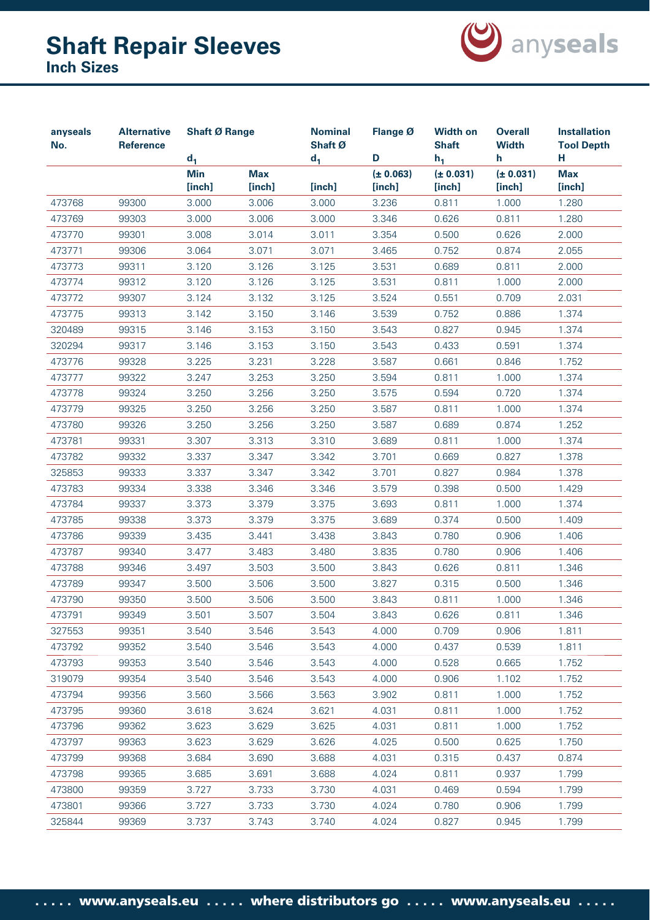# Shaft Repair Sleeves
## Inch Sizes

| anyseals No. | Alternative Reference | Shaft Ø Range $d_1$ | | Nominal Shaft Ø $d_1$ | Flange Ø D | Width on Shaft $h_1$ | Overall Width h | Installation Tool Depth H |
|---|---|---|---|---|---|---|---|---|
| | | Min [inch] | Max [inch] | [inch] | (± 0.063) [inch] | (± 0.031) [inch] | (± 0.031) [inch] | Max [inch] |
| 473768 | 99300 | 3.000 | 3.006 | 3.000 | 3.236 | 0.811 | 1.000 | 1.280 |
| 473769 | 99303 | 3.000 | 3.006 | 3.000 | 3.346 | 0.626 | 0.811 | 1.280 |
| 473770 | 99301 | 3.008 | 3.014 | 3.011 | 3.354 | 0.500 | 0.626 | 2.000 |
| 473771 | 99306 | 3.064 | 3.071 | 3.071 | 3.465 | 0.752 | 0.874 | 2.055 |
| 473773 | 99311 | 3.120 | 3.126 | 3.125 | 3.531 | 0.689 | 0.811 | 2.000 |
| 473774 | 99312 | 3.120 | 3.126 | 3.125 | 3.531 | 0.811 | 1.000 | 2.000 |
| 473772 | 99307 | 3.124 | 3.132 | 3.125 | 3.524 | 0.551 | 0.709 | 2.031 |
| 473775 | 99313 | 3.142 | 3.150 | 3.146 | 3.539 | 0.752 | 0.886 | 1.374 |
| 320489 | 99315 | 3.146 | 3.153 | 3.150 | 3.543 | 0.827 | 0.945 | 1.374 |
| 320294 | 99317 | 3.146 | 3.153 | 3.150 | 3.543 | 0.433 | 0.591 | 1.374 |
| 473776 | 99328 | 3.225 | 3.231 | 3.228 | 3.587 | 0.661 | 0.846 | 1.752 |
| 473777 | 99322 | 3.247 | 3.253 | 3.250 | 3.594 | 0.811 | 1.000 | 1.374 |
| 473778 | 99324 | 3.250 | 3.256 | 3.250 | 3.575 | 0.594 | 0.720 | 1.374 |
| 473779 | 99325 | 3.250 | 3.256 | 3.250 | 3.587 | 0.811 | 1.000 | 1.374 |
| 473780 | 99326 | 3.250 | 3.256 | 3.250 | 3.587 | 0.689 | 0.874 | 1.252 |
| 473781 | 99331 | 3.307 | 3.313 | 3.310 | 3.689 | 0.811 | 1.000 | 1.374 |
| 473782 | 99332 | 3.337 | 3.347 | 3.342 | 3.701 | 0.669 | 0.827 | 1.378 |
| 325853 | 99333 | 3.337 | 3.347 | 3.342 | 3.701 | 0.827 | 0.984 | 1.378 |
| 473783 | 99334 | 3.338 | 3.346 | 3.346 | 3.579 | 0.398 | 0.500 | 1.429 |
| 473784 | 99337 | 3.373 | 3.379 | 3.375 | 3.693 | 0.811 | 1.000 | 1.374 |
| 473785 | 99338 | 3.373 | 3.379 | 3.375 | 3.689 | 0.374 | 0.500 | 1.409 |
| 473786 | 99339 | 3.435 | 3.441 | 3.438 | 3.843 | 0.780 | 0.906 | 1.406 |
| 473787 | 99340 | 3.477 | 3.483 | 3.480 | 3.835 | 0.780 | 0.906 | 1.406 |
| 473788 | 99346 | 3.497 | 3.503 | 3.500 | 3.843 | 0.626 | 0.811 | 1.346 |
| 473789 | 99347 | 3.500 | 3.506 | 3.500 | 3.827 | 0.315 | 0.500 | 1.346 |
| 473790 | 99350 | 3.500 | 3.506 | 3.500 | 3.843 | 0.811 | 1.000 | 1.346 |
| 473791 | 99349 | 3.501 | 3.507 | 3.504 | 3.843 | 0.626 | 0.811 | 1.346 |
| 327553 | 99351 | 3.540 | 3.546 | 3.543 | 4.000 | 0.709 | 0.906 | 1.811 |
| 473792 | 99352 | 3.540 | 3.546 | 3.543 | 4.000 | 0.437 | 0.539 | 1.811 |
| 473793 | 99353 | 3.540 | 3.546 | 3.543 | 4.000 | 0.528 | 0.665 | 1.752 |
| 319079 | 99354 | 3.540 | 3.546 | 3.543 | 4.000 | 0.906 | 1.102 | 1.752 |
| 473794 | 99356 | 3.560 | 3.566 | 3.563 | 3.902 | 0.811 | 1.000 | 1.752 |
| 473795 | 99360 | 3.618 | 3.624 | 3.621 | 4.031 | 0.811 | 1.000 | 1.752 |
| 473796 | 99362 | 3.623 | 3.629 | 3.625 | 4.031 | 0.811 | 1.000 | 1.752 |
| 473797 | 99363 | 3.623 | 3.629 | 3.626 | 4.025 | 0.500 | 0.625 | 1.750 |
| 473799 | 99368 | 3.684 | 3.690 | 3.688 | 4.031 | 0.315 | 0.437 | 0.874 |
| 473798 | 99365 | 3.685 | 3.691 | 3.688 | 4.024 | 0.811 | 0.937 | 1.799 |
| 473800 | 99359 | 3.727 | 3.733 | 3.730 | 4.031 | 0.469 | 0.594 | 1.799 |
| 473801 | 99366 | 3.727 | 3.733 | 3.730 | 4.024 | 0.780 | 0.906 | 1.799 |
| 325844 | 99369 | 3.737 | 3.743 | 3.740 | 4.024 | 0.827 | 0.945 | 1.799 |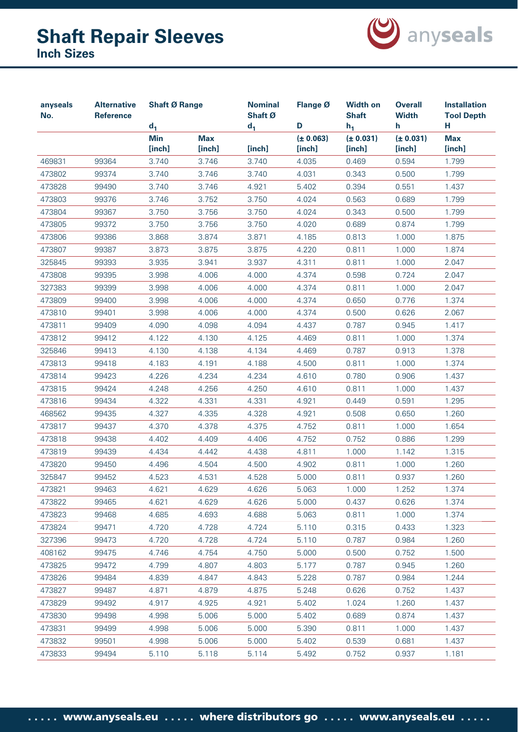# Shaft Repair Sleeves

## Inch Sizes

| anyseals No. | Alternative Reference | Shaft Ø Range $d_1$ | | Nominal Shaft Ø $d_1$ | Flange Ø D | Width on Shaft $h_1$ | Overall Width h | Installation Tool Depth H |
|---|---|---|---|---|---|---|---|---|
| | | Min [inch] | Max [inch] | [inch] | (± 0.063) [inch] | (± 0.031) [inch] | (± 0.031) [inch] | Max [inch] |
| 469831 | 99364 | 3.740 | 3.746 | 3.740 | 4.035 | 0.469 | 0.594 | 1.799 |
| 473802 | 99374 | 3.740 | 3.746 | 3.740 | 4.031 | 0.343 | 0.500 | 1.799 |
| 473828 | 99490 | 3.740 | 3.746 | 4.921 | 5.402 | 0.394 | 0.551 | 1.437 |
| 473803 | 99376 | 3.746 | 3.752 | 3.750 | 4.024 | 0.563 | 0.689 | 1.799 |
| 473804 | 99367 | 3.750 | 3.756 | 3.750 | 4.024 | 0.343 | 0.500 | 1.799 |
| 473805 | 99372 | 3.750 | 3.756 | 3.750 | 4.020 | 0.689 | 0.874 | 1.799 |
| 473806 | 99386 | 3.868 | 3.874 | 3.871 | 4.185 | 0.813 | 1.000 | 1.875 |
| 473807 | 99387 | 3.873 | 3.875 | 3.875 | 4.220 | 0.811 | 1.000 | 1.874 |
| 325845 | 99393 | 3.935 | 3.941 | 3.937 | 4.311 | 0.811 | 1.000 | 2.047 |
| 473808 | 99395 | 3.998 | 4.006 | 4.000 | 4.374 | 0.598 | 0.724 | 2.047 |
| 327383 | 99399 | 3.998 | 4.006 | 4.000 | 4.374 | 0.811 | 1.000 | 2.047 |
| 473809 | 99400 | 3.998 | 4.006 | 4.000 | 4.374 | 0.650 | 0.776 | 1.374 |
| 473810 | 99401 | 3.998 | 4.006 | 4.000 | 4.374 | 0.500 | 0.626 | 2.067 |
| 473811 | 99409 | 4.090 | 4.098 | 4.094 | 4.437 | 0.787 | 0.945 | 1.417 |
| 473812 | 99412 | 4.122 | 4.130 | 4.125 | 4.469 | 0.811 | 1.000 | 1.374 |
| 325846 | 99413 | 4.130 | 4.138 | 4.134 | 4.469 | 0.787 | 0.913 | 1.378 |
| 473813 | 99418 | 4.183 | 4.191 | 4.188 | 4.500 | 0.811 | 1.000 | 1.374 |
| 473814 | 99423 | 4.226 | 4.234 | 4.234 | 4.610 | 0.780 | 0.906 | 1.437 |
| 473815 | 99424 | 4.248 | 4.256 | 4.250 | 4.610 | 0.811 | 1.000 | 1.437 |
| 473816 | 99434 | 4.322 | 4.331 | 4.331 | 4.921 | 0.449 | 0.591 | 1.295 |
| 468562 | 99435 | 4.327 | 4.335 | 4.328 | 4.921 | 0.508 | 0.650 | 1.260 |
| 473817 | 99437 | 4.370 | 4.378 | 4.375 | 4.752 | 0.811 | 1.000 | 1.654 |
| 473818 | 99438 | 4.402 | 4.409 | 4.406 | 4.752 | 0.752 | 0.886 | 1.299 |
| 473819 | 99439 | 4.434 | 4.442 | 4.438 | 4.811 | 1.000 | 1.142 | 1.315 |
| 473820 | 99450 | 4.496 | 4.504 | 4.500 | 4.902 | 0.811 | 1.000 | 1.260 |
| 325847 | 99452 | 4.523 | 4.531 | 4.528 | 5.000 | 0.811 | 0.937 | 1.260 |
| 473821 | 99463 | 4.621 | 4.629 | 4.626 | 5.063 | 1.000 | 1.252 | 1.374 |
| 473822 | 99465 | 4.621 | 4.629 | 4.626 | 5.000 | 0.437 | 0.626 | 1.374 |
| 473823 | 99468 | 4.685 | 4.693 | 4.688 | 5.063 | 0.811 | 1.000 | 1.374 |
| 473824 | 99471 | 4.720 | 4.728 | 4.724 | 5.110 | 0.315 | 0.433 | 1.323 |
| 327396 | 99473 | 4.720 | 4.728 | 4.724 | 5.110 | 0.787 | 0.984 | 1.260 |
| 408162 | 99475 | 4.746 | 4.754 | 4.750 | 5.000 | 0.500 | 0.752 | 1.500 |
| 473825 | 99472 | 4.799 | 4.807 | 4.803 | 5.177 | 0.787 | 0.945 | 1.260 |
| 473826 | 99484 | 4.839 | 4.847 | 4.843 | 5.228 | 0.787 | 0.984 | 1.244 |
| 473827 | 99487 | 4.871 | 4.879 | 4.875 | 5.248 | 0.626 | 0.752 | 1.437 |
| 473829 | 99492 | 4.917 | 4.925 | 4.921 | 5.402 | 1.024 | 1.260 | 1.437 |
| 473830 | 99498 | 4.998 | 5.006 | 5.000 | 5.402 | 0.689 | 0.874 | 1.437 |
| 473831 | 99499 | 4.998 | 5.006 | 5.000 | 5.390 | 0.811 | 1.000 | 1.437 |
| 473832 | 99501 | 4.998 | 5.006 | 5.000 | 5.402 | 0.539 | 0.681 | 1.437 |
| 473833 | 99494 | 5.110 | 5.118 | 5.114 | 5.492 | 0.752 | 0.937 | 1.181 |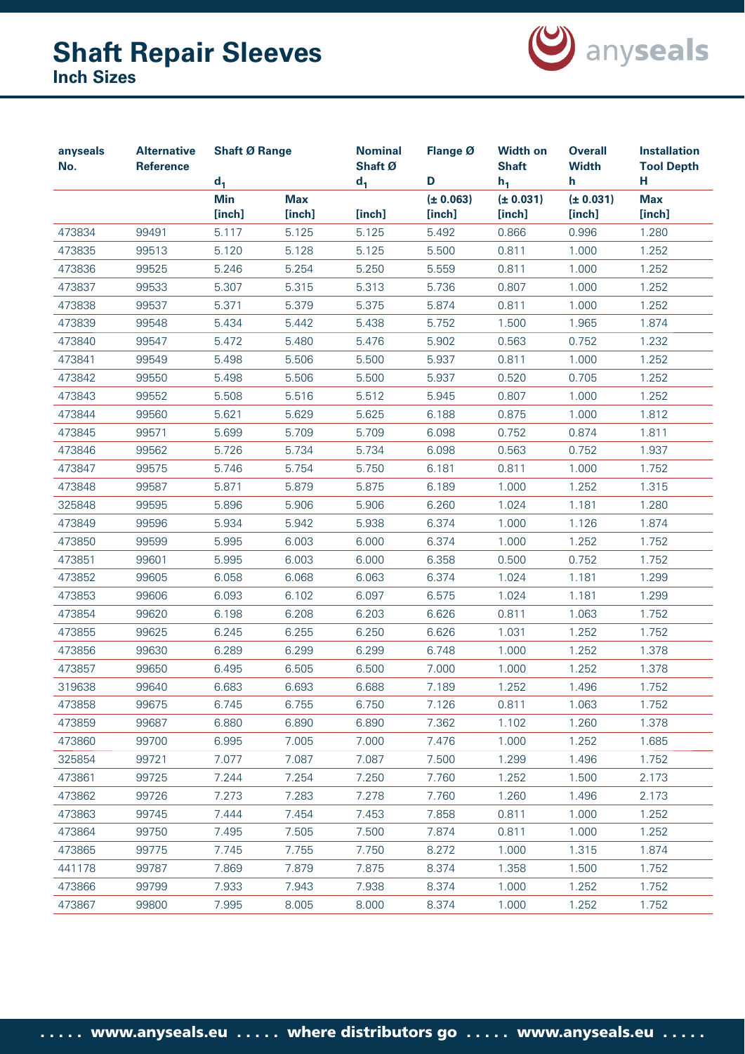# Shaft Repair Sleeves

## Inch Sizes

| anyseals No. | Alternative Reference | Shaft Ø Range $d_1$ | | Nominal Shaft Ø $d_1$ | Flange Ø D | Width on Shaft $h_1$ | Overall Width h | Installation Tool Depth H |
|---|---|---|---|---|---|---|---|---|
| | | Min [inch] | Max [inch] | [inch] | (± 0.063) [inch] | (± 0.031) [inch] | (± 0.031) [inch] | Max [inch] |
| 473834 | 99491 | 5.117 | 5.125 | 5.125 | 5.492 | 0.866 | 0.996 | 1.280 |
| 473835 | 99513 | 5.120 | 5.128 | 5.125 | 5.500 | 0.811 | 1.000 | 1.252 |
| 473836 | 99525 | 5.246 | 5.254 | 5.250 | 5.559 | 0.811 | 1.000 | 1.252 |
| 473837 | 99533 | 5.307 | 5.315 | 5.313 | 5.736 | 0.807 | 1.000 | 1.252 |
| 473838 | 99537 | 5.371 | 5.379 | 5.375 | 5.874 | 0.811 | 1.000 | 1.252 |
| 473839 | 99548 | 5.434 | 5.442 | 5.438 | 5.752 | 1.500 | 1.965 | 1.874 |
| 473840 | 99547 | 5.472 | 5.480 | 5.476 | 5.902 | 0.563 | 0.752 | 1.232 |
| 473841 | 99549 | 5.498 | 5.506 | 5.500 | 5.937 | 0.811 | 1.000 | 1.252 |
| 473842 | 99550 | 5.498 | 5.506 | 5.500 | 5.937 | 0.520 | 0.705 | 1.252 |
| 473843 | 99552 | 5.508 | 5.516 | 5.512 | 5.945 | 0.807 | 1.000 | 1.252 |
| 473844 | 99560 | 5.621 | 5.629 | 5.625 | 6.188 | 0.875 | 1.000 | 1.812 |
| 473845 | 99571 | 5.699 | 5.709 | 5.709 | 6.098 | 0.752 | 0.874 | 1.811 |
| 473846 | 99562 | 5.726 | 5.734 | 5.734 | 6.098 | 0.563 | 0.752 | 1.937 |
| 473847 | 99575 | 5.746 | 5.754 | 5.750 | 6.181 | 0.811 | 1.000 | 1.752 |
| 473848 | 99587 | 5.871 | 5.879 | 5.875 | 6.189 | 1.000 | 1.252 | 1.315 |
| 325848 | 99595 | 5.896 | 5.906 | 5.906 | 6.260 | 1.024 | 1.181 | 1.280 |
| 473849 | 99596 | 5.934 | 5.942 | 5.938 | 6.374 | 1.000 | 1.126 | 1.874 |
| 473850 | 99599 | 5.995 | 6.003 | 6.000 | 6.374 | 1.000 | 1.252 | 1.752 |
| 473851 | 99601 | 5.995 | 6.003 | 6.000 | 6.358 | 0.500 | 0.752 | 1.752 |
| 473852 | 99605 | 6.058 | 6.068 | 6.063 | 6.374 | 1.024 | 1.181 | 1.299 |
| 473853 | 99606 | 6.093 | 6.102 | 6.097 | 6.575 | 1.024 | 1.181 | 1.299 |
| 473854 | 99620 | 6.198 | 6.208 | 6.203 | 6.626 | 0.811 | 1.063 | 1.752 |
| 473855 | 99625 | 6.245 | 6.255 | 6.250 | 6.626 | 1.031 | 1.252 | 1.752 |
| 473856 | 99630 | 6.289 | 6.299 | 6.299 | 6.748 | 1.000 | 1.252 | 1.378 |
| 473857 | 99650 | 6.495 | 6.505 | 6.500 | 7.000 | 1.000 | 1.252 | 1.378 |
| 319638 | 99640 | 6.683 | 6.693 | 6.688 | 7.189 | 1.252 | 1.496 | 1.752 |
| 473858 | 99675 | 6.745 | 6.755 | 6.750 | 7.126 | 0.811 | 1.063 | 1.752 |
| 473859 | 99687 | 6.880 | 6.890 | 6.890 | 7.362 | 1.102 | 1.260 | 1.378 |
| 473860 | 99700 | 6.995 | 7.005 | 7.000 | 7.476 | 1.000 | 1.252 | 1.685 |
| 325854 | 99721 | 7.077 | 7.087 | 7.087 | 7.500 | 1.299 | 1.496 | 1.752 |
| 473861 | 99725 | 7.244 | 7.254 | 7.250 | 7.760 | 1.252 | 1.500 | 2.173 |
| 473862 | 99726 | 7.273 | 7.283 | 7.278 | 7.760 | 1.260 | 1.496 | 2.173 |
| 473863 | 99745 | 7.444 | 7.454 | 7.453 | 7.858 | 0.811 | 1.000 | 1.252 |
| 473864 | 99750 | 7.495 | 7.505 | 7.500 | 7.874 | 0.811 | 1.000 | 1.252 |
| 473865 | 99775 | 7.745 | 7.755 | 7.750 | 8.272 | 1.000 | 1.315 | 1.874 |
| 441178 | 99787 | 7.869 | 7.879 | 7.875 | 8.374 | 1.358 | 1.500 | 1.752 |
| 473866 | 99799 | 7.933 | 7.943 | 7.938 | 8.374 | 1.000 | 1.252 | 1.752 |
| 473867 | 99800 | 7.995 | 8.005 | 8.000 | 8.374 | 1.000 | 1.252 | 1.752 |